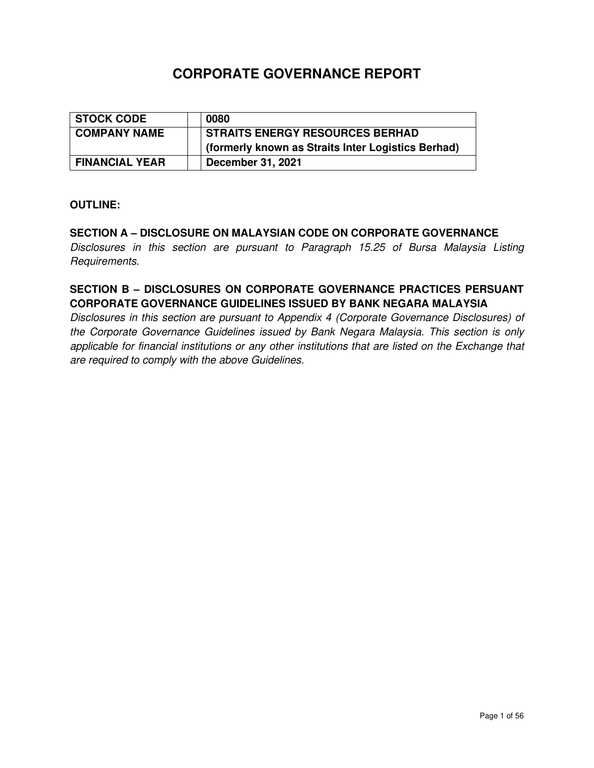# CORPORATE GOVERNANCE REPORT

| | | |
|---|---|---|
| **STOCK CODE** | | **0080** |
| **COMPANY NAME** | | **STRAITS ENERGY RESOURCES BERHAD (formerly known as Straits Inter Logistics Berhad)** |
| **FINANCIAL YEAR** | | **December 31, 2021** |

**OUTLINE:**

**SECTION A – DISCLOSURE ON MALAYSIAN CODE ON CORPORATE GOVERNANCE**
*Disclosures in this section are pursuant to Paragraph 15.25 of Bursa Malaysia Listing Requirements.*

**SECTION B – DISCLOSURES ON CORPORATE GOVERNANCE PRACTICES PERSUANT CORPORATE GOVERNANCE GUIDELINES ISSUED BY BANK NEGARA MALAYSIA**
*Disclosures in this section are pursuant to Appendix 4 (Corporate Governance Disclosures) of the Corporate Governance Guidelines issued by Bank Negara Malaysia. This section is only applicable for financial institutions or any other institutions that are listed on the Exchange that are required to comply with the above Guidelines.*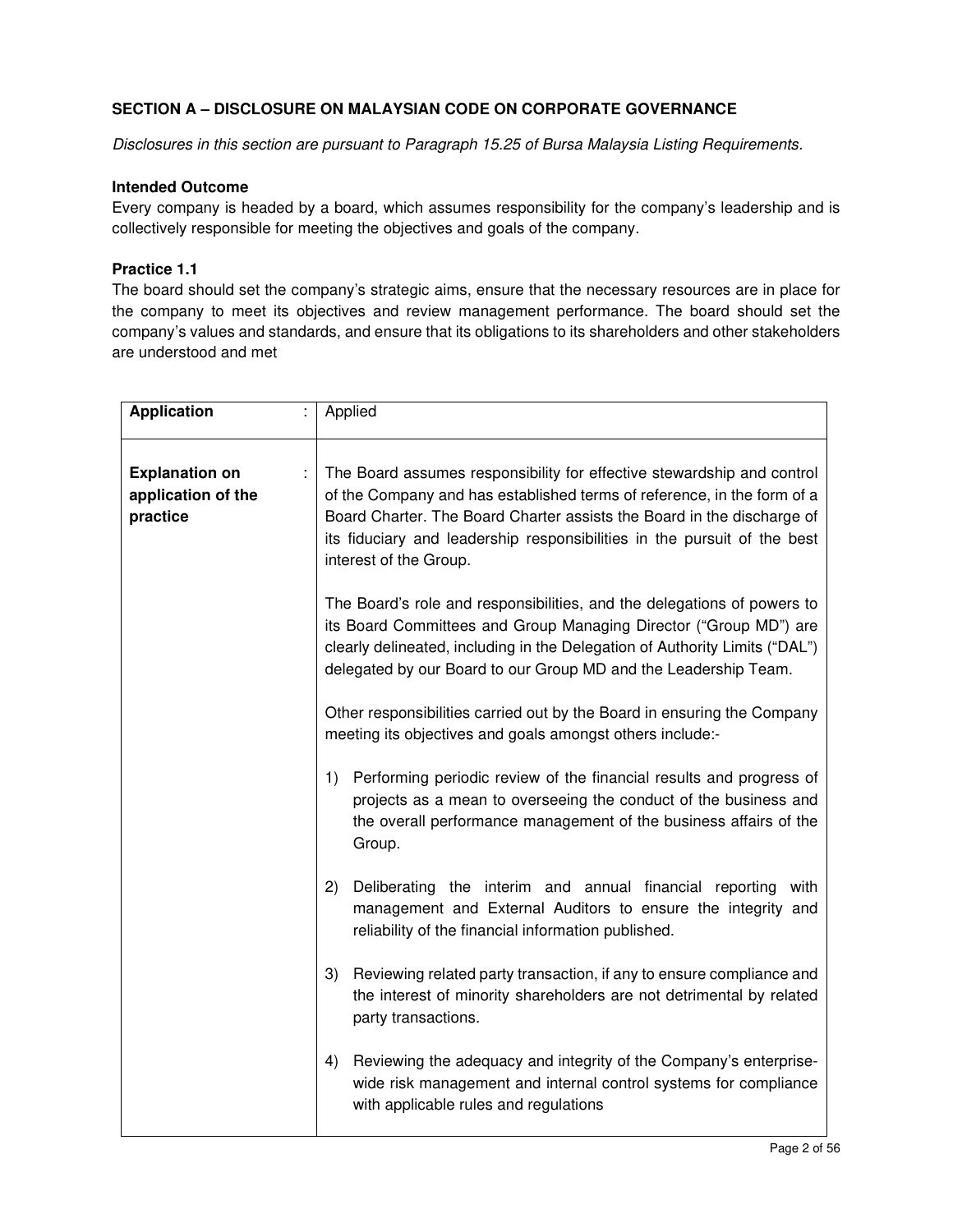### SECTION A – DISCLOSURE ON MALAYSIAN CODE ON CORPORATE GOVERNANCE

*Disclosures in this section are pursuant to Paragraph 15.25 of Bursa Malaysia Listing Requirements.*

**Intended Outcome**
Every company is headed by a board, which assumes responsibility for the company's leadership and is collectively responsible for meeting the objectives and goals of the company.

**Practice 1.1**
The board should set the company's strategic aims, ensure that the necessary resources are in place for the company to meet its objectives and review management performance. The board should set the company's values and standards, and ensure that its obligations to its shareholders and other stakeholders are understood and met

| **Application** : | Applied |
|---|---|
| **Explanation on application of the practice** : | The Board assumes responsibility for effective stewardship and control of the Company and has established terms of reference, in the form of a Board Charter. The Board Charter assists the Board in the discharge of its fiduciary and leadership responsibilities in the pursuit of the best interest of the Group.<br><br>The Board's role and responsibilities, and the delegations of powers to its Board Committees and Group Managing Director ("Group MD") are clearly delineated, including in the Delegation of Authority Limits ("DAL") delegated by our Board to our Group MD and the Leadership Team.<br><br>Other responsibilities carried out by the Board in ensuring the Company meeting its objectives and goals amongst others include:-<br><br>1) Performing periodic review of the financial results and progress of projects as a mean to overseeing the conduct of the business and the overall performance management of the business affairs of the Group.<br><br>2) Deliberating the interim and annual financial reporting with management and External Auditors to ensure the integrity and reliability of the financial information published.<br><br>3) Reviewing related party transaction, if any to ensure compliance and the interest of minority shareholders are not detrimental by related party transactions.<br><br>4) Reviewing the adequacy and integrity of the Company's enterprise-wide risk management and internal control systems for compliance with applicable rules and regulations |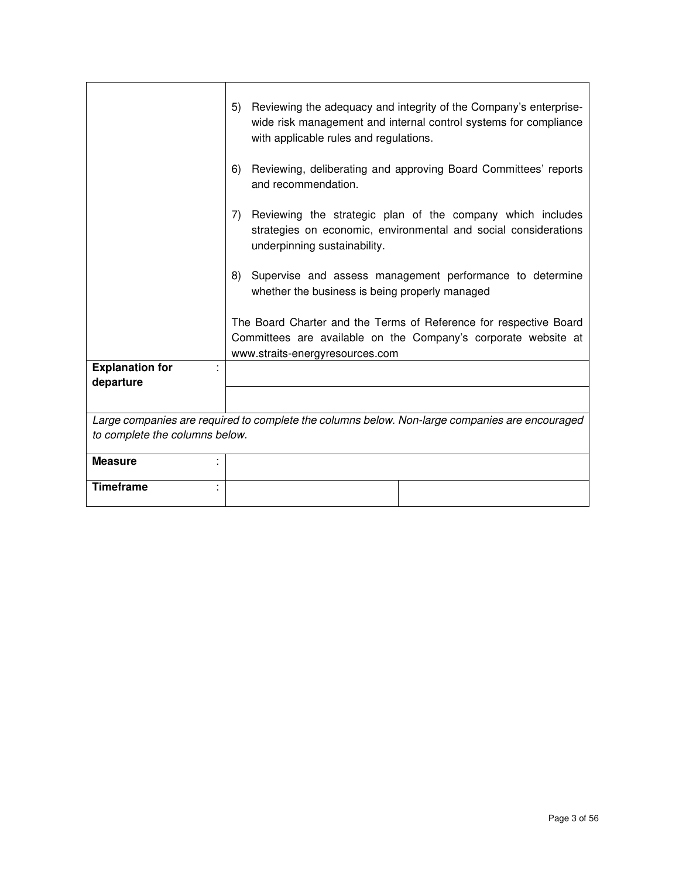| | |
|---|---|
| | 5) Reviewing the adequacy and integrity of the Company's enterprise-wide risk management and internal control systems for compliance with applicable rules and regulations.<br><br>6) Reviewing, deliberating and approving Board Committees' reports and recommendation.<br><br>7) Reviewing the strategic plan of the company which includes strategies on economic, environmental and social considerations underpinning sustainability.<br><br>8) Supervise and assess management performance to determine whether the business is being properly managed<br><br>The Board Charter and the Terms of Reference for respective Board Committees are available on the Company's corporate website at www.straits-energyresources.com |
| **Explanation for departure** : | |
| | |

*Large companies are required to complete the columns below. Non-large companies are encouraged to complete the columns below.*

| | | |
|---|---|---|
| **Measure** : | | |
| **Timeframe** : | | |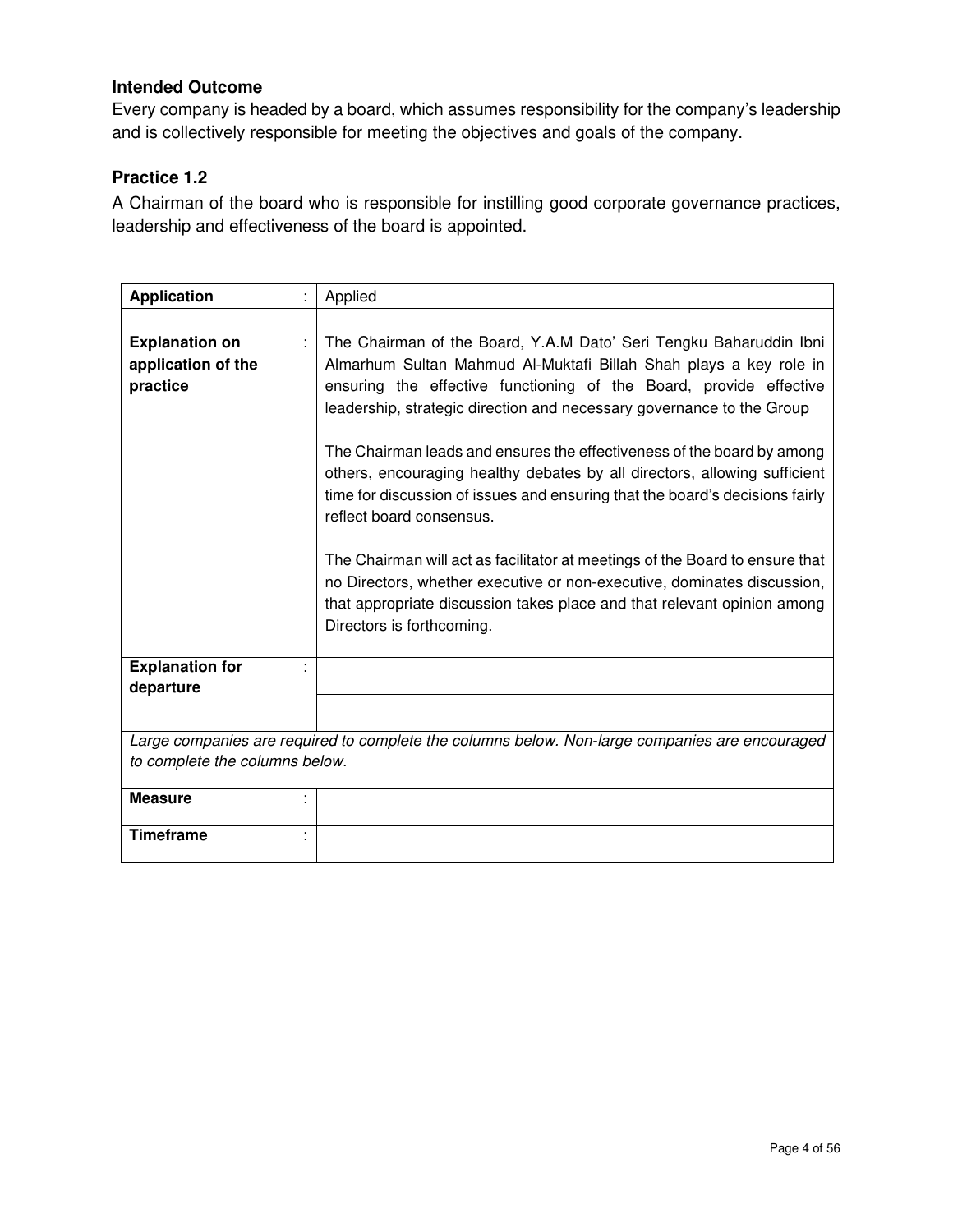### Intended Outcome

Every company is headed by a board, which assumes responsibility for the company's leadership and is collectively responsible for meeting the objectives and goals of the company.

### Practice 1.2

A Chairman of the board who is responsible for instilling good corporate governance practices, leadership and effectiveness of the board is appointed.

| **Application** : | Applied | |
|---|---|---|
| **Explanation on application of the practice** : | The Chairman of the Board, Y.A.M Dato' Seri Tengku Baharuddin Ibni Almarhum Sultan Mahmud Al-Muktafi Billah Shah plays a key role in ensuring the effective functioning of the Board, provide effective leadership, strategic direction and necessary governance to the Group<br><br>The Chairman leads and ensures the effectiveness of the board by among others, encouraging healthy debates by all directors, allowing sufficient time for discussion of issues and ensuring that the board's decisions fairly reflect board consensus.<br><br>The Chairman will act as facilitator at meetings of the Board to ensure that no Directors, whether executive or non-executive, dominates discussion, that appropriate discussion takes place and that relevant opinion among Directors is forthcoming. | |
| **Explanation for departure** : | | |
| | | |
| *Large companies are required to complete the columns below. Non-large companies are encouraged to complete the columns below.* | | |
| **Measure** : | | |
| **Timeframe** : | | |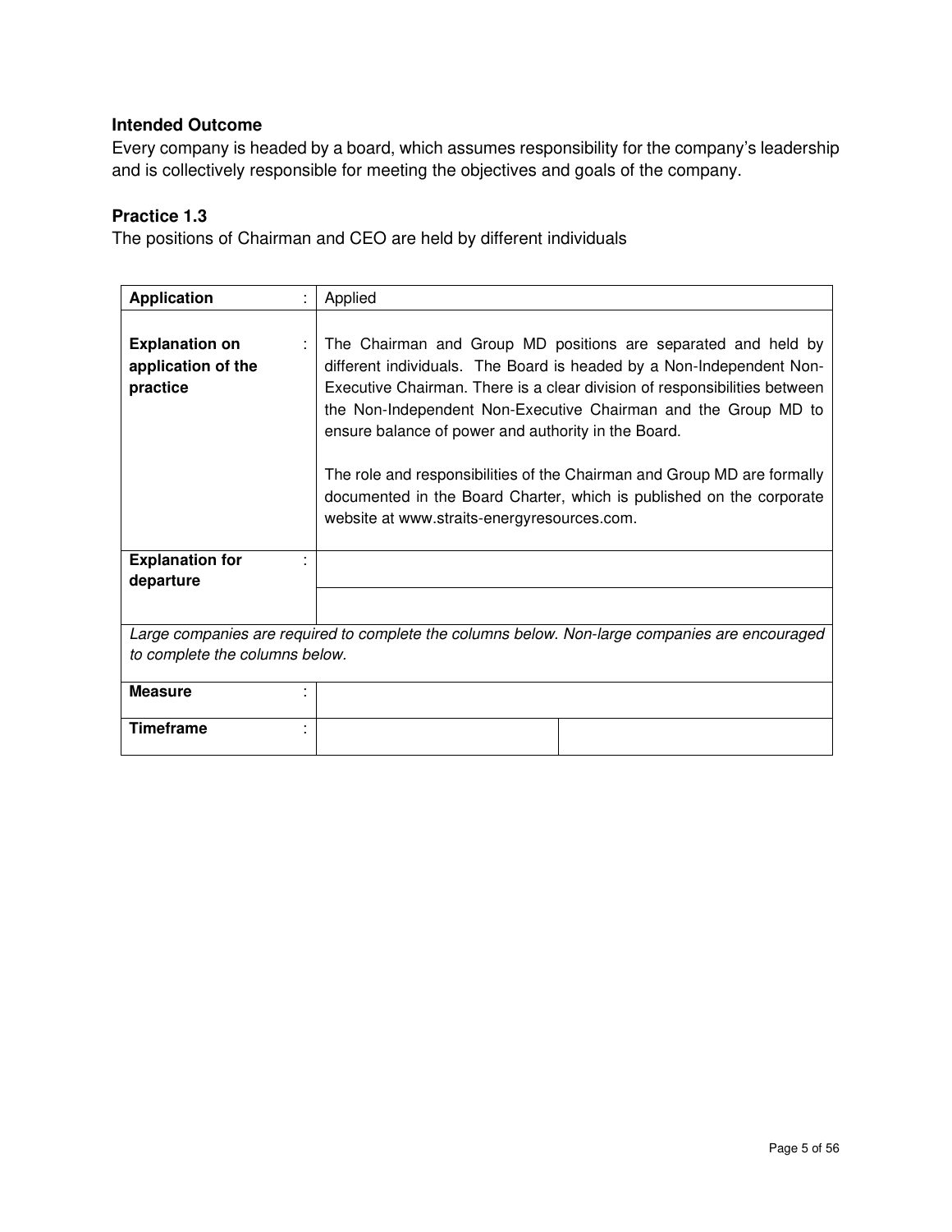### Intended Outcome

Every company is headed by a board, which assumes responsibility for the company's leadership and is collectively responsible for meeting the objectives and goals of the company.

### Practice 1.3

The positions of Chairman and CEO are held by different individuals

| | | |
|---|---|---|
| **Application** : | Applied | |
| **Explanation on application of the practice** : | The Chairman and Group MD positions are separated and held by different individuals. The Board is headed by a Non-Independent Non-Executive Chairman. There is a clear division of responsibilities between the Non-Independent Non-Executive Chairman and the Group MD to ensure balance of power and authority in the Board.<br><br>The role and responsibilities of the Chairman and Group MD are formally documented in the Board Charter, which is published on the corporate website at www.straits-energyresources.com. | |
| **Explanation for departure** : | | |
| *Large companies are required to complete the columns below. Non-large companies are encouraged to complete the columns below.* | | |
| **Measure** : | | |
| **Timeframe** : | | |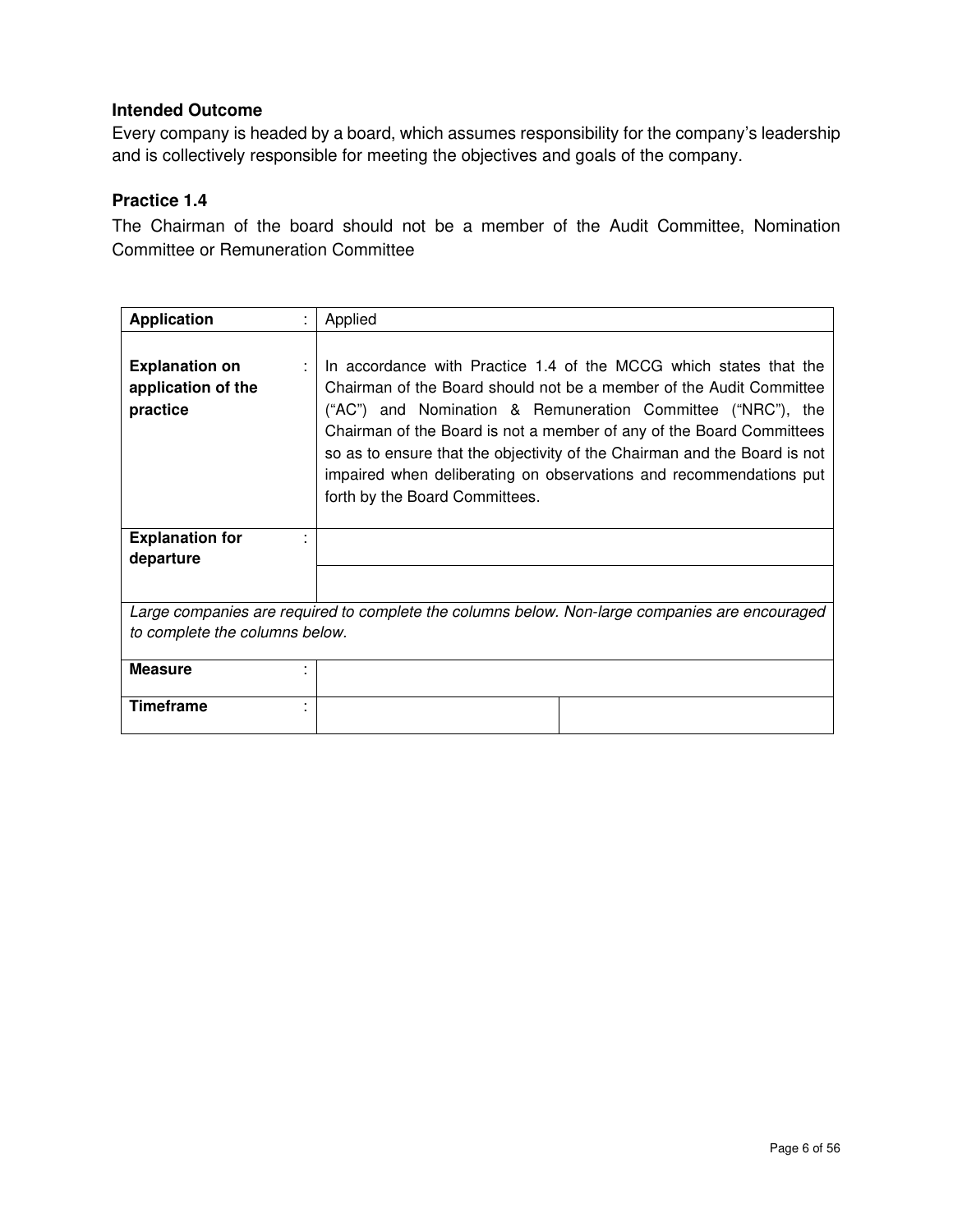### Intended Outcome

Every company is headed by a board, which assumes responsibility for the company's leadership and is collectively responsible for meeting the objectives and goals of the company.

### Practice 1.4

The Chairman of the board should not be a member of the Audit Committee, Nomination Committee or Remuneration Committee

| | | |
|---|---|---|
| **Application** : | Applied | |
| **Explanation on application of the practice** : | In accordance with Practice 1.4 of the MCCG which states that the Chairman of the Board should not be a member of the Audit Committee ("AC") and Nomination & Remuneration Committee ("NRC"), the Chairman of the Board is not a member of any of the Board Committees so as to ensure that the objectivity of the Chairman and the Board is not impaired when deliberating on observations and recommendations put forth by the Board Committees. | |
| **Explanation for departure** : | | |
| | | |
| *Large companies are required to complete the columns below. Non-large companies are encouraged to complete the columns below.* | | |
| **Measure** : | | |
| **Timeframe** : | | |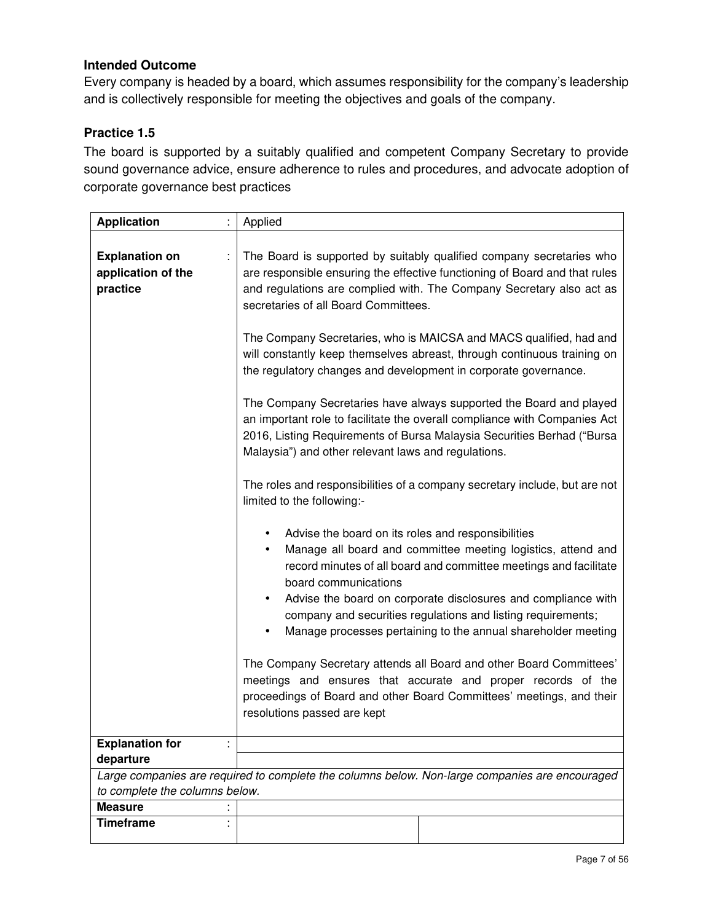### Intended Outcome

Every company is headed by a board, which assumes responsibility for the company's leadership and is collectively responsible for meeting the objectives and goals of the company.

### Practice 1.5

The board is supported by a suitably qualified and competent Company Secretary to provide sound governance advice, ensure adherence to rules and procedures, and advocate adoption of corporate governance best practices

| | | |
|---|---|---|
| **Application** : | Applied | |
| **Explanation on application of the practice** : | The Board is supported by suitably qualified company secretaries who are responsible ensuring the effective functioning of Board and that rules and regulations are complied with. The Company Secretary also act as secretaries of all Board Committees.<br><br>The Company Secretaries, who is MAICSA and MACS qualified, had and will constantly keep themselves abreast, through continuous training on the regulatory changes and development in corporate governance.<br><br>The Company Secretaries have always supported the Board and played an important role to facilitate the overall compliance with Companies Act 2016, Listing Requirements of Bursa Malaysia Securities Berhad ("Bursa Malaysia") and other relevant laws and regulations.<br><br>The roles and responsibilities of a company secretary include, but are not limited to the following:-<br><br>• Advise the board on its roles and responsibilities<br>• Manage all board and committee meeting logistics, attend and record minutes of all board and committee meetings and facilitate board communications<br>• Advise the board on corporate disclosures and compliance with company and securities regulations and listing requirements;<br>• Manage processes pertaining to the annual shareholder meeting<br><br>The Company Secretary attends all Board and other Board Committees' meetings and ensures that accurate and proper records of the proceedings of Board and other Board Committees' meetings, and their resolutions passed are kept | |
| **Explanation for departure** : | | |
| *Large companies are required to complete the columns below. Non-large companies are encouraged to complete the columns below.* | | |
| **Measure** : | | |
| **Timeframe** : | | |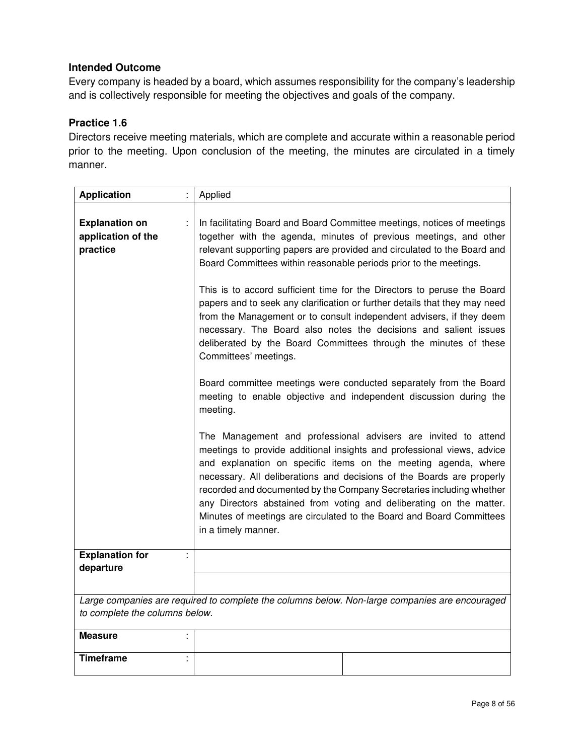### Intended Outcome

Every company is headed by a board, which assumes responsibility for the company's leadership and is collectively responsible for meeting the objectives and goals of the company.

### Practice 1.6

Directors receive meeting materials, which are complete and accurate within a reasonable period prior to the meeting. Upon conclusion of the meeting, the minutes are circulated in a timely manner.

| | | |
|---|---|---|
| **Application** : | Applied | |
| **Explanation on application of the practice** : | In facilitating Board and Board Committee meetings, notices of meetings together with the agenda, minutes of previous meetings, and other relevant supporting papers are provided and circulated to the Board and Board Committees within reasonable periods prior to the meetings.<br><br>This is to accord sufficient time for the Directors to peruse the Board papers and to seek any clarification or further details that they may need from the Management or to consult independent advisers, if they deem necessary. The Board also notes the decisions and salient issues deliberated by the Board Committees through the minutes of these Committees' meetings.<br><br>Board committee meetings were conducted separately from the Board meeting to enable objective and independent discussion during the meeting.<br><br>The Management and professional advisers are invited to attend meetings to provide additional insights and professional views, advice and explanation on specific items on the meeting agenda, where necessary. All deliberations and decisions of the Boards are properly recorded and documented by the Company Secretaries including whether any Directors abstained from voting and deliberating on the matter. Minutes of meetings are circulated to the Board and Board Committees in a timely manner. | |
| **Explanation for departure** : | | |
| *Large companies are required to complete the columns below. Non-large companies are encouraged to complete the columns below.* | | |
| **Measure** : | | |
| **Timeframe** : | | |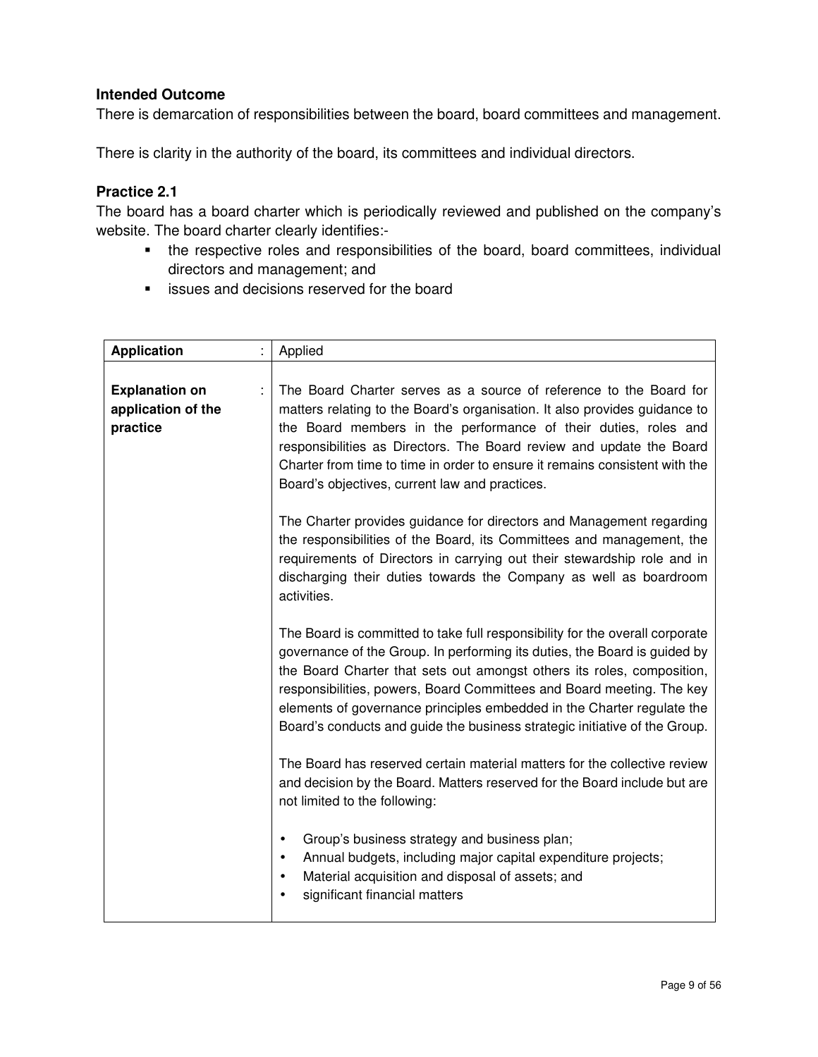### Intended Outcome

There is demarcation of responsibilities between the board, board committees and management.

There is clarity in the authority of the board, its committees and individual directors.

### Practice 2.1

The board has a board charter which is periodically reviewed and published on the company's website. The board charter clearly identifies:-

- the respective roles and responsibilities of the board, board committees, individual directors and management; and
- issues and decisions reserved for the board

| **Application** | : | Applied |
|---|---|---|
| **Explanation on application of the practice** | : | The Board Charter serves as a source of reference to the Board for matters relating to the Board's organisation. It also provides guidance to the Board members in the performance of their duties, roles and responsibilities as Directors. The Board review and update the Board Charter from time to time in order to ensure it remains consistent with the Board's objectives, current law and practices.<br><br>The Charter provides guidance for directors and Management regarding the responsibilities of the Board, its Committees and management, the requirements of Directors in carrying out their stewardship role and in discharging their duties towards the Company as well as boardroom activities.<br><br>The Board is committed to take full responsibility for the overall corporate governance of the Group. In performing its duties, the Board is guided by the Board Charter that sets out amongst others its roles, composition, responsibilities, powers, Board Committees and Board meeting. The key elements of governance principles embedded in the Charter regulate the Board's conducts and guide the business strategic initiative of the Group.<br><br>The Board has reserved certain material matters for the collective review and decision by the Board. Matters reserved for the Board include but are not limited to the following:<br><br>• Group's business strategy and business plan;<br>• Annual budgets, including major capital expenditure projects;<br>• Material acquisition and disposal of assets; and<br>• significant financial matters |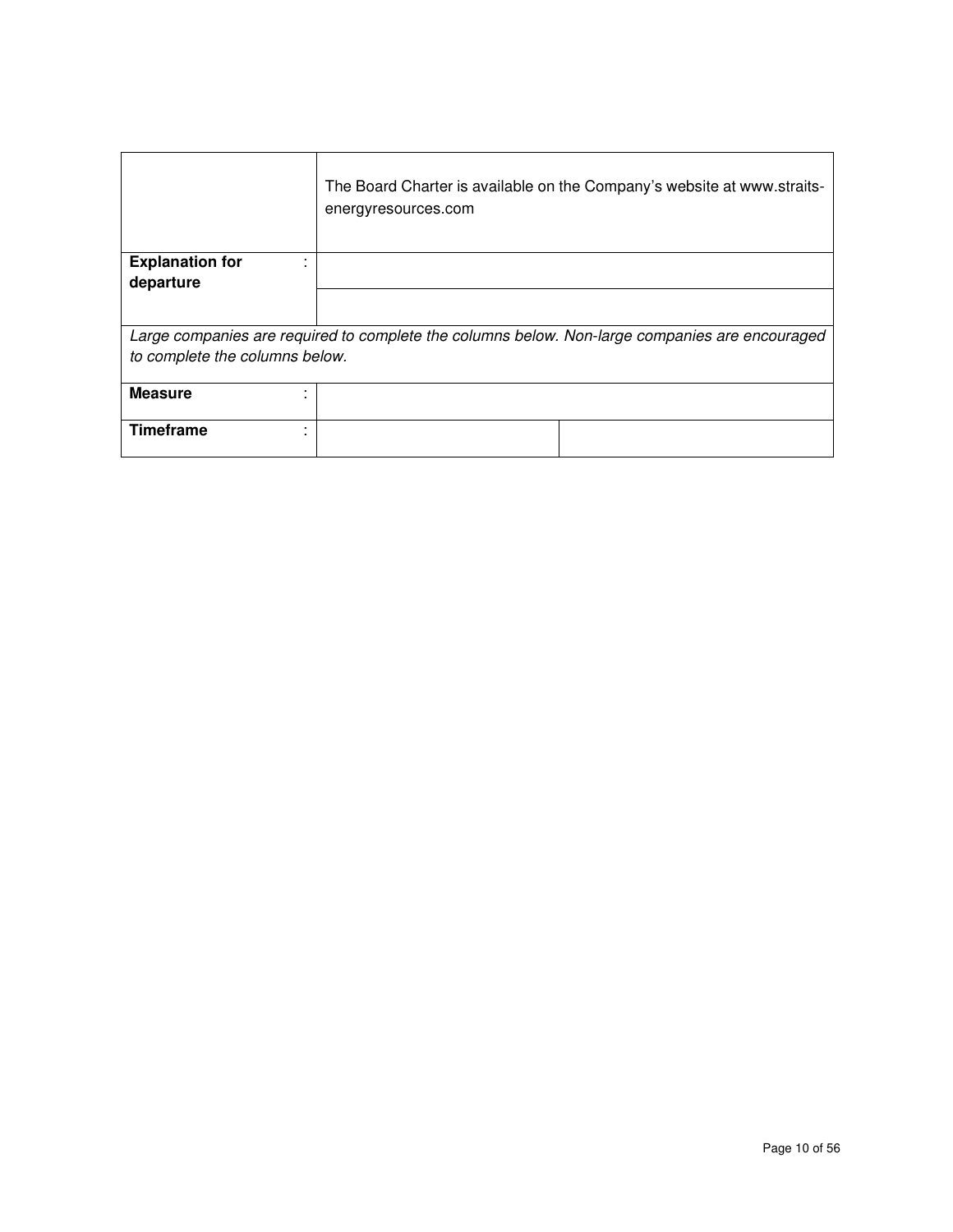| | | |
|---|---|---|
| | The Board Charter is available on the Company's website at www.straits-energyresources.com | |
| **Explanation for departure** : | | |
| | | |
| *Large companies are required to complete the columns below. Non-large companies are encouraged to complete the columns below.* | | |
| **Measure** : | | |
| **Timeframe** : | | |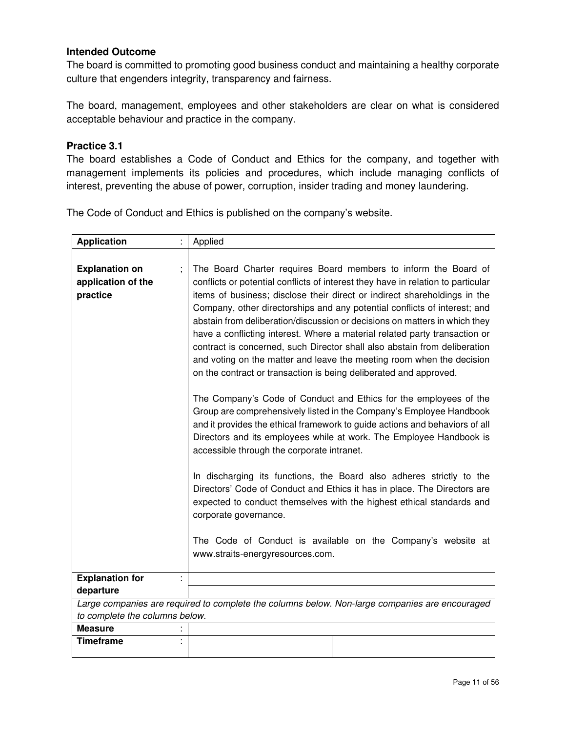**Intended Outcome**

The board is committed to promoting good business conduct and maintaining a healthy corporate culture that engenders integrity, transparency and fairness.

The board, management, employees and other stakeholders are clear on what is considered acceptable behaviour and practice in the company.

**Practice 3.1**

The board establishes a Code of Conduct and Ethics for the company, and together with management implements its policies and procedures, which include managing conflicts of interest, preventing the abuse of power, corruption, insider trading and money laundering.

The Code of Conduct and Ethics is published on the company's website.

| **Application** : | Applied | |
|---|---|---|
| **Explanation on application of the practice** ; | The Board Charter requires Board members to inform the Board of conflicts or potential conflicts of interest they have in relation to particular items of business; disclose their direct or indirect shareholdings in the Company, other directorships and any potential conflicts of interest; and abstain from deliberation/discussion or decisions on matters in which they have a conflicting interest. Where a material related party transaction or contract is concerned, such Director shall also abstain from deliberation and voting on the matter and leave the meeting room when the decision on the contract or transaction is being deliberated and approved.<br><br>The Company's Code of Conduct and Ethics for the employees of the Group are comprehensively listed in the Company's Employee Handbook and it provides the ethical framework to guide actions and behaviors of all Directors and its employees while at work. The Employee Handbook is accessible through the corporate intranet.<br><br>In discharging its functions, the Board also adheres strictly to the Directors' Code of Conduct and Ethics it has in place. The Directors are expected to conduct themselves with the highest ethical standards and corporate governance.<br><br>The Code of Conduct is available on the Company's website at www.straits-energyresources.com. | |
| **Explanation for departure** : | | |
| *Large companies are required to complete the columns below. Non-large companies are encouraged to complete the columns below.* | | |
| **Measure** : | | |
| **Timeframe** : | | |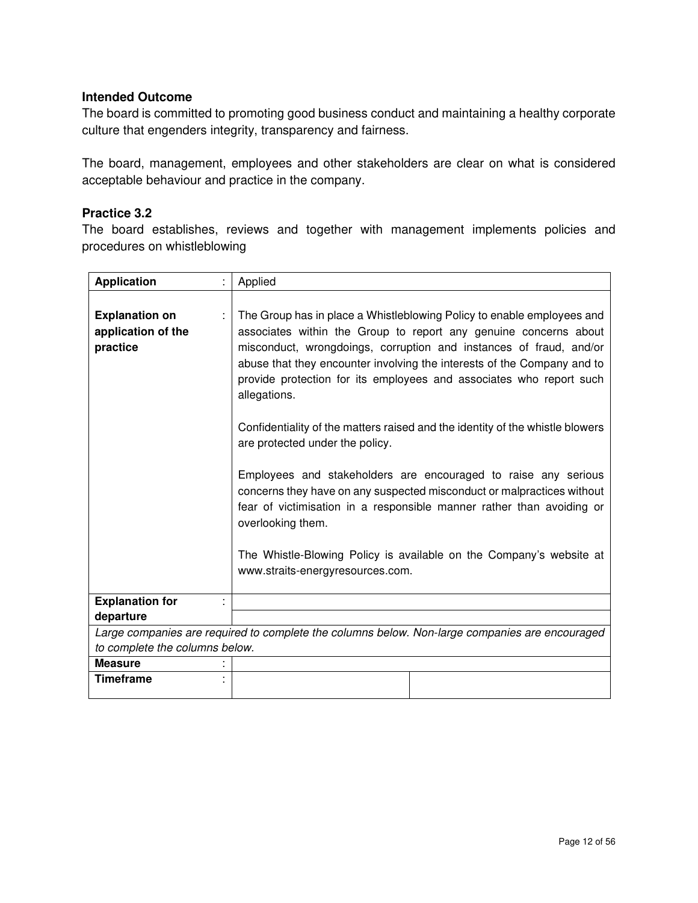### Intended Outcome

The board is committed to promoting good business conduct and maintaining a healthy corporate culture that engenders integrity, transparency and fairness.

The board, management, employees and other stakeholders are clear on what is considered acceptable behaviour and practice in the company.

### Practice 3.2

The board establishes, reviews and together with management implements policies and procedures on whistleblowing

| **Application** : | Applied | |
|---|---|---|
| **Explanation on application of the practice** : | The Group has in place a Whistleblowing Policy to enable employees and associates within the Group to report any genuine concerns about misconduct, wrongdoings, corruption and instances of fraud, and/or abuse that they encounter involving the interests of the Company and to provide protection for its employees and associates who report such allegations.<br><br>Confidentiality of the matters raised and the identity of the whistle blowers are protected under the policy.<br><br>Employees and stakeholders are encouraged to raise any serious concerns they have on any suspected misconduct or malpractices without fear of victimisation in a responsible manner rather than avoiding or overlooking them.<br><br>The Whistle-Blowing Policy is available on the Company's website at www.straits-energyresources.com. | |
| **Explanation for departure** : | | |
| *Large companies are required to complete the columns below. Non-large companies are encouraged to complete the columns below.* | | |
| **Measure** : | | |
| **Timeframe** : | | |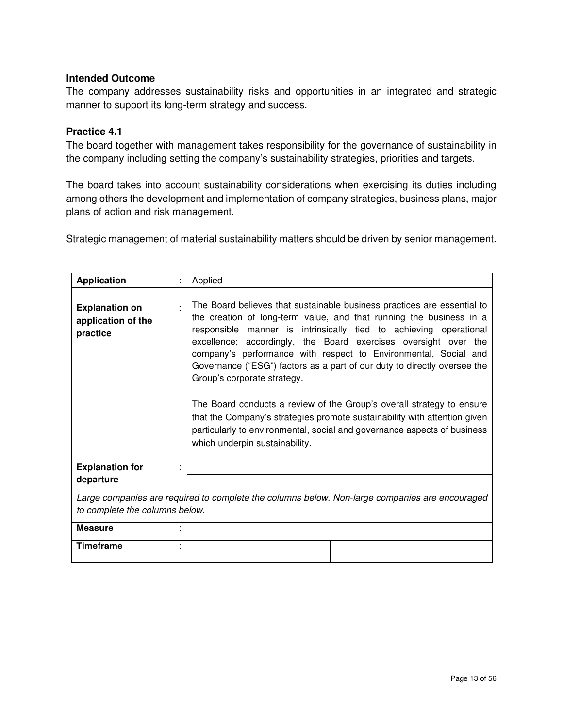### Intended Outcome

The company addresses sustainability risks and opportunities in an integrated and strategic manner to support its long-term strategy and success.

### Practice 4.1

The board together with management takes responsibility for the governance of sustainability in the company including setting the company's sustainability strategies, priorities and targets.

The board takes into account sustainability considerations when exercising its duties including among others the development and implementation of company strategies, business plans, major plans of action and risk management.

Strategic management of material sustainability matters should be driven by senior management.

| **Application** : | Applied | |
|---|---|---|
| **Explanation on application of the practice** : | The Board believes that sustainable business practices are essential to the creation of long-term value, and that running the business in a responsible manner is intrinsically tied to achieving operational excellence; accordingly, the Board exercises oversight over the company's performance with respect to Environmental, Social and Governance ("ESG") factors as a part of our duty to directly oversee the Group's corporate strategy.<br><br>The Board conducts a review of the Group's overall strategy to ensure that the Company's strategies promote sustainability with attention given particularly to environmental, social and governance aspects of business which underpin sustainability. | |
| **Explanation for departure** : | | |
| *Large companies are required to complete the columns below. Non-large companies are encouraged to complete the columns below.* | | |
| **Measure** : | | |
| **Timeframe** : | | |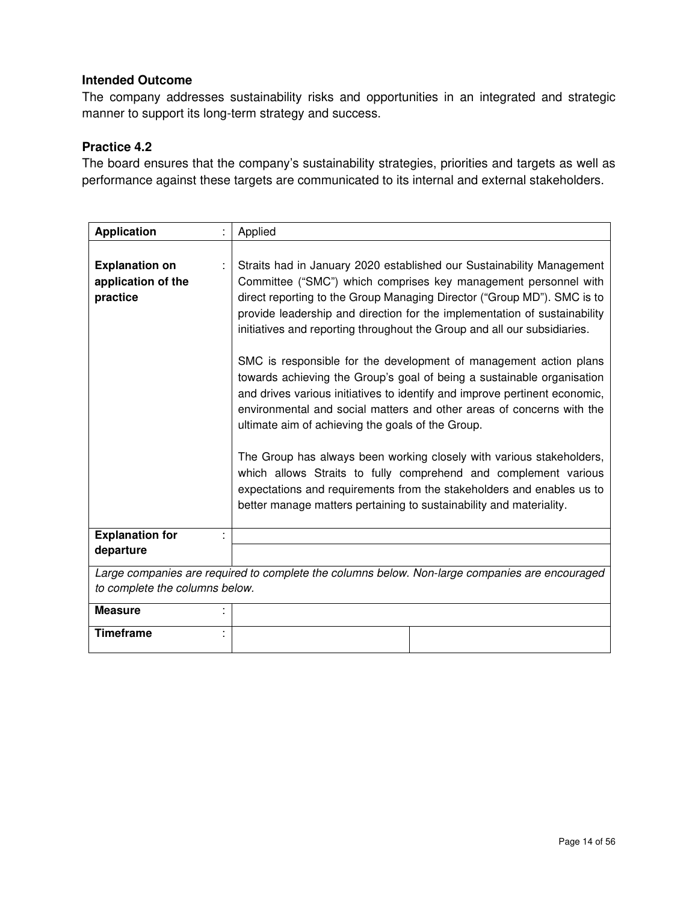### Intended Outcome

The company addresses sustainability risks and opportunities in an integrated and strategic manner to support its long-term strategy and success.

### Practice 4.2

The board ensures that the company's sustainability strategies, priorities and targets as well as performance against these targets are communicated to its internal and external stakeholders.

| | | |
|---|---|---|
| **Application** : | Applied | |
| **Explanation on application of the practice** : | Straits had in January 2020 established our Sustainability Management Committee ("SMC") which comprises key management personnel with direct reporting to the Group Managing Director ("Group MD"). SMC is to provide leadership and direction for the implementation of sustainability initiatives and reporting throughout the Group and all our subsidiaries.<br><br>SMC is responsible for the development of management action plans towards achieving the Group's goal of being a sustainable organisation and drives various initiatives to identify and improve pertinent economic, environmental and social matters and other areas of concerns with the ultimate aim of achieving the goals of the Group.<br><br>The Group has always been working closely with various stakeholders, which allows Straits to fully comprehend and complement various expectations and requirements from the stakeholders and enables us to better manage matters pertaining to sustainability and materiality. | |
| **Explanation for departure** : | | |
| *Large companies are required to complete the columns below. Non-large companies are encouraged to complete the columns below.* | | |
| **Measure** : | | |
| **Timeframe** : | | |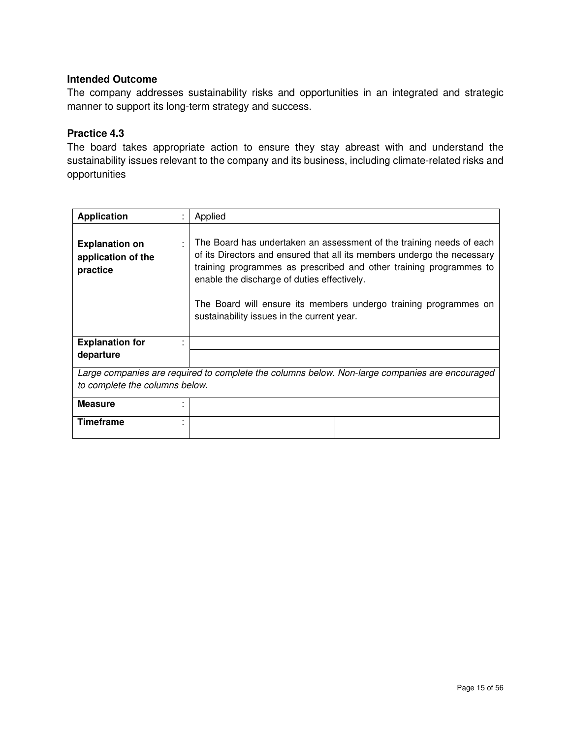**Intended Outcome**

The company addresses sustainability risks and opportunities in an integrated and strategic manner to support its long-term strategy and success.

**Practice 4.3**

The board takes appropriate action to ensure they stay abreast with and understand the sustainability issues relevant to the company and its business, including climate-related risks and opportunities

| | | |
|---|---|---|
| **Application** : | Applied | |
| **Explanation on application of the practice** : | The Board has undertaken an assessment of the training needs of each of its Directors and ensured that all its members undergo the necessary training programmes as prescribed and other training programmes to enable the discharge of duties effectively.<br><br>The Board will ensure its members undergo training programmes on sustainability issues in the current year. | |
| **Explanation for departure** : | | |
| *Large companies are required to complete the columns below. Non-large companies are encouraged to complete the columns below.* | | |
| **Measure** : | | |
| **Timeframe** : | | |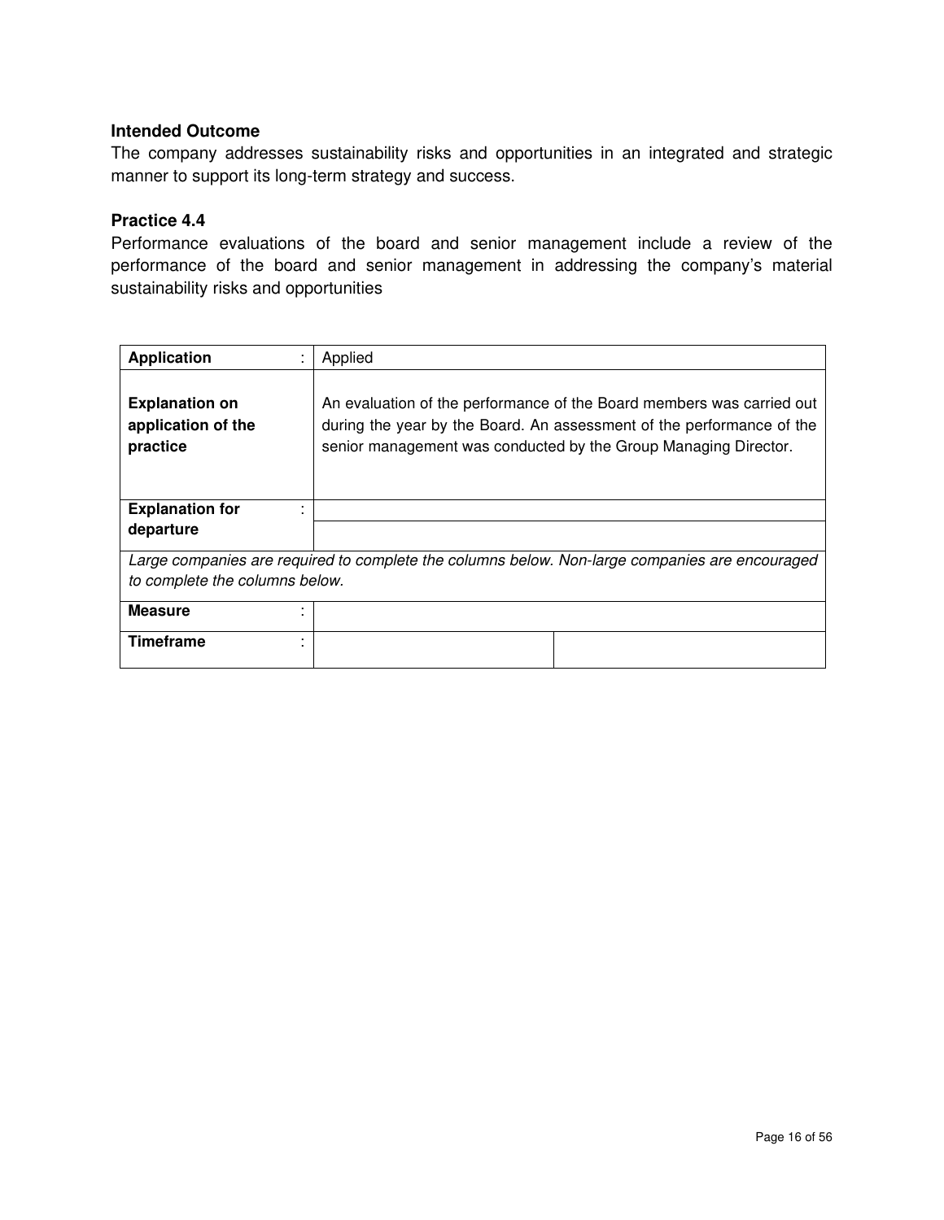### Intended Outcome

The company addresses sustainability risks and opportunities in an integrated and strategic manner to support its long-term strategy and success.

### Practice 4.4

Performance evaluations of the board and senior management include a review of the performance of the board and senior management in addressing the company's material sustainability risks and opportunities

| **Application** : | Applied | |
|---|---|---|
| **Explanation on application of the practice** | An evaluation of the performance of the Board members was carried out during the year by the Board. An assessment of the performance of the senior management was conducted by the Group Managing Director. | |
| **Explanation for departure** : | | |
| *Large companies are required to complete the columns below. Non-large companies are encouraged to complete the columns below.* | | |
| **Measure** : | | |
| **Timeframe** : | | |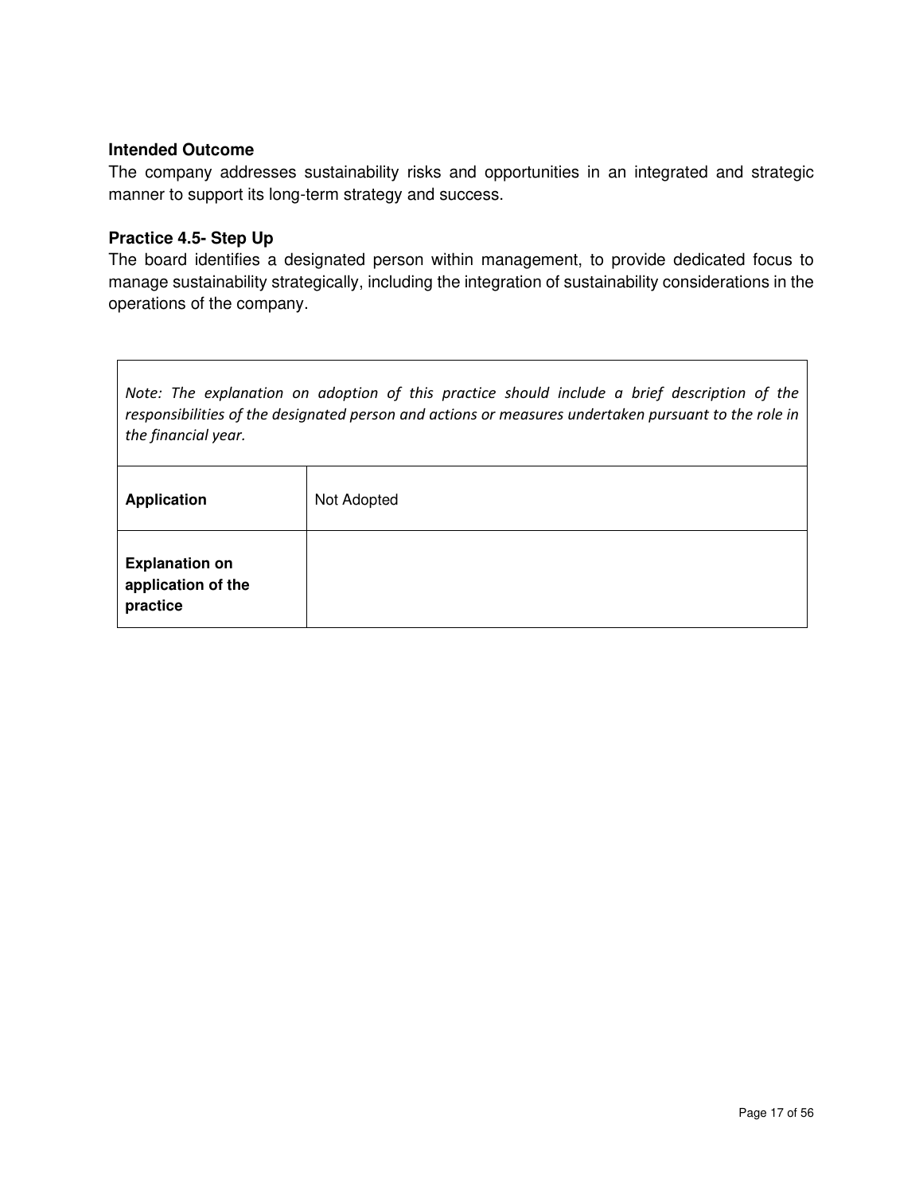**Intended Outcome**

The company addresses sustainability risks and opportunities in an integrated and strategic manner to support its long-term strategy and success.

**Practice 4.5- Step Up**

The board identifies a designated person within management, to provide dedicated focus to manage sustainability strategically, including the integration of sustainability considerations in the operations of the company.

| *Note: The explanation on adoption of this practice should include a brief description of the responsibilities of the designated person and actions or measures undertaken pursuant to the role in the financial year.* | |
|---|---|
| **Application** | Not Adopted |
| **Explanation on application of the practice** | |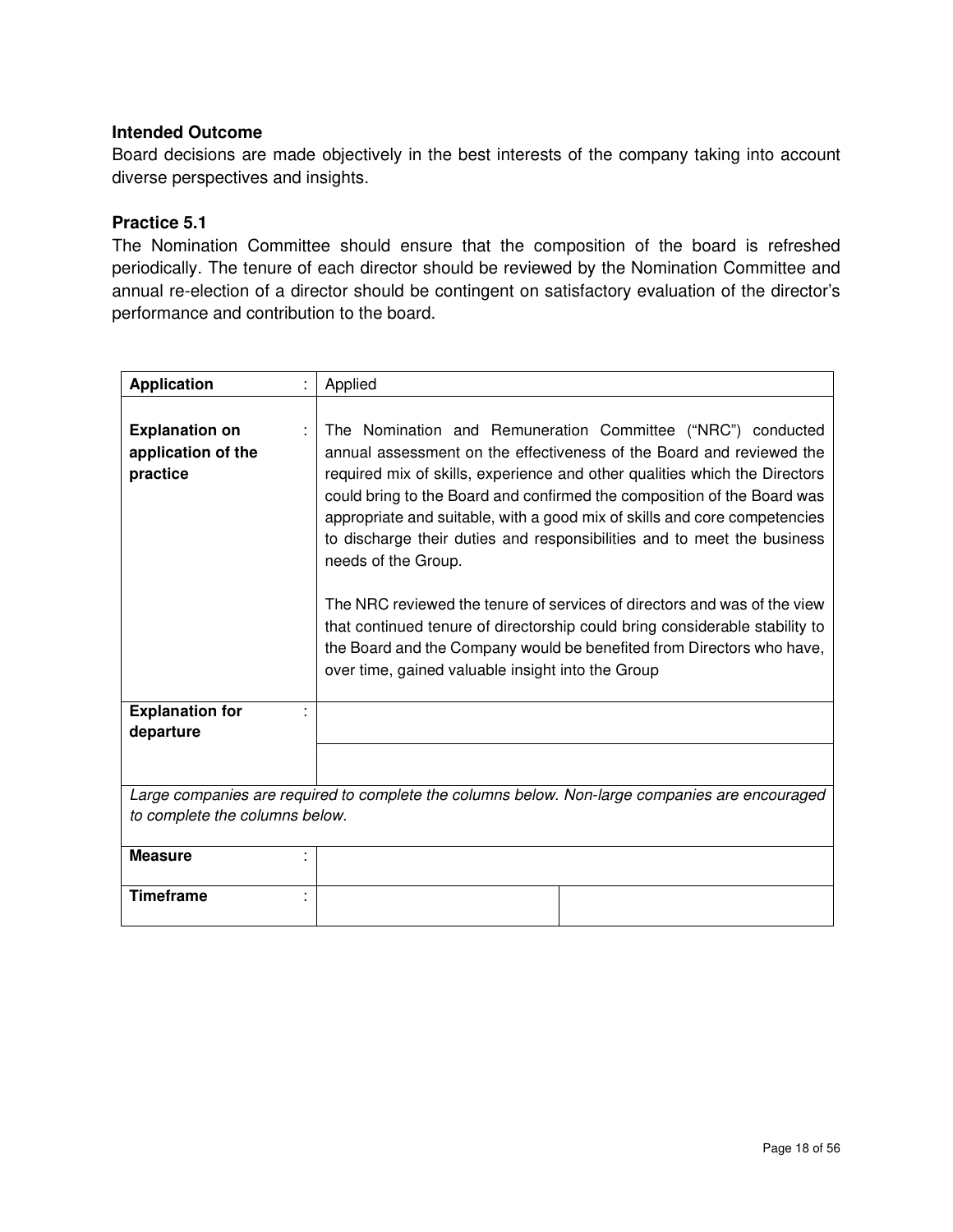### Intended Outcome

Board decisions are made objectively in the best interests of the company taking into account diverse perspectives and insights.

### Practice 5.1

The Nomination Committee should ensure that the composition of the board is refreshed periodically. The tenure of each director should be reviewed by the Nomination Committee and annual re-election of a director should be contingent on satisfactory evaluation of the director's performance and contribution to the board.

| **Application** : | Applied | |
|---|---|---|
| **Explanation on application of the practice** : | The Nomination and Remuneration Committee ("NRC") conducted annual assessment on the effectiveness of the Board and reviewed the required mix of skills, experience and other qualities which the Directors could bring to the Board and confirmed the composition of the Board was appropriate and suitable, with a good mix of skills and core competencies to discharge their duties and responsibilities and to meet the business needs of the Group.<br><br>The NRC reviewed the tenure of services of directors and was of the view that continued tenure of directorship could bring considerable stability to the Board and the Company would be benefited from Directors who have, over time, gained valuable insight into the Group | |
| **Explanation for departure** : | | |
| | | |
| *Large companies are required to complete the columns below. Non-large companies are encouraged to complete the columns below.* | | |
| **Measure** : | | |
| **Timeframe** : | | |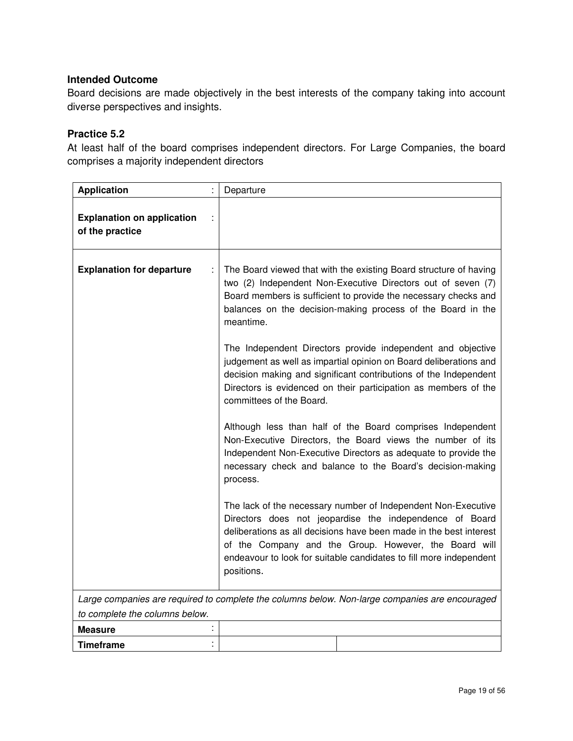### Intended Outcome

Board decisions are made objectively in the best interests of the company taking into account diverse perspectives and insights.

### Practice 5.2

At least half of the board comprises independent directors. For Large Companies, the board comprises a majority independent directors

| **Application** : | Departure | |
|---|---|---|
| **Explanation on application of the practice** : | | |
| **Explanation for departure** : | The Board viewed that with the existing Board structure of having two (2) Independent Non-Executive Directors out of seven (7) Board members is sufficient to provide the necessary checks and balances on the decision-making process of the Board in the meantime.<br><br>The Independent Directors provide independent and objective judgement as well as impartial opinion on Board deliberations and decision making and significant contributions of the Independent Directors is evidenced on their participation as members of the committees of the Board.<br><br>Although less than half of the Board comprises Independent Non-Executive Directors, the Board views the number of its Independent Non-Executive Directors as adequate to provide the necessary check and balance to the Board's decision-making process.<br><br>The lack of the necessary number of Independent Non-Executive Directors does not jeopardise the independence of Board deliberations as all decisions have been made in the best interest of the Company and the Group. However, the Board will endeavour to look for suitable candidates to fill more independent positions. | |
| *Large companies are required to complete the columns below. Non-large companies are encouraged to complete the columns below.* | | |
| **Measure** : | | |
| **Timeframe** : | | |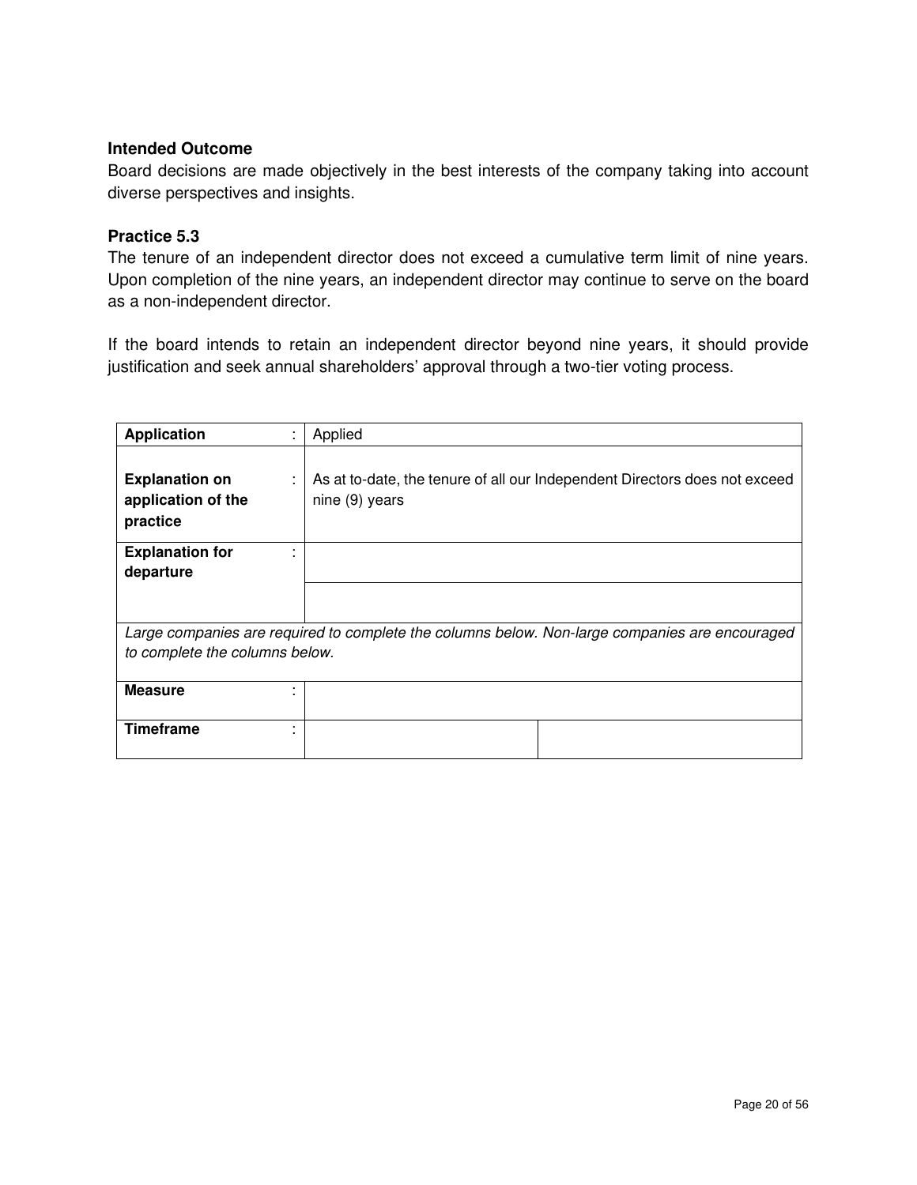**Intended Outcome**

Board decisions are made objectively in the best interests of the company taking into account diverse perspectives and insights.

**Practice 5.3**

The tenure of an independent director does not exceed a cumulative term limit of nine years. Upon completion of the nine years, an independent director may continue to serve on the board as a non-independent director.

If the board intends to retain an independent director beyond nine years, it should provide justification and seek annual shareholders' approval through a two-tier voting process.

| | | |
|---|---|---|
| **Application** : | Applied | |
| **Explanation on application of the practice** : | As at to-date, the tenure of all our Independent Directors does not exceed nine (9) years | |
| **Explanation for departure** : | | |
| | | |
| *Large companies are required to complete the columns below. Non-large companies are encouraged to complete the columns below.* | | |
| **Measure** : | | |
| **Timeframe** : | | |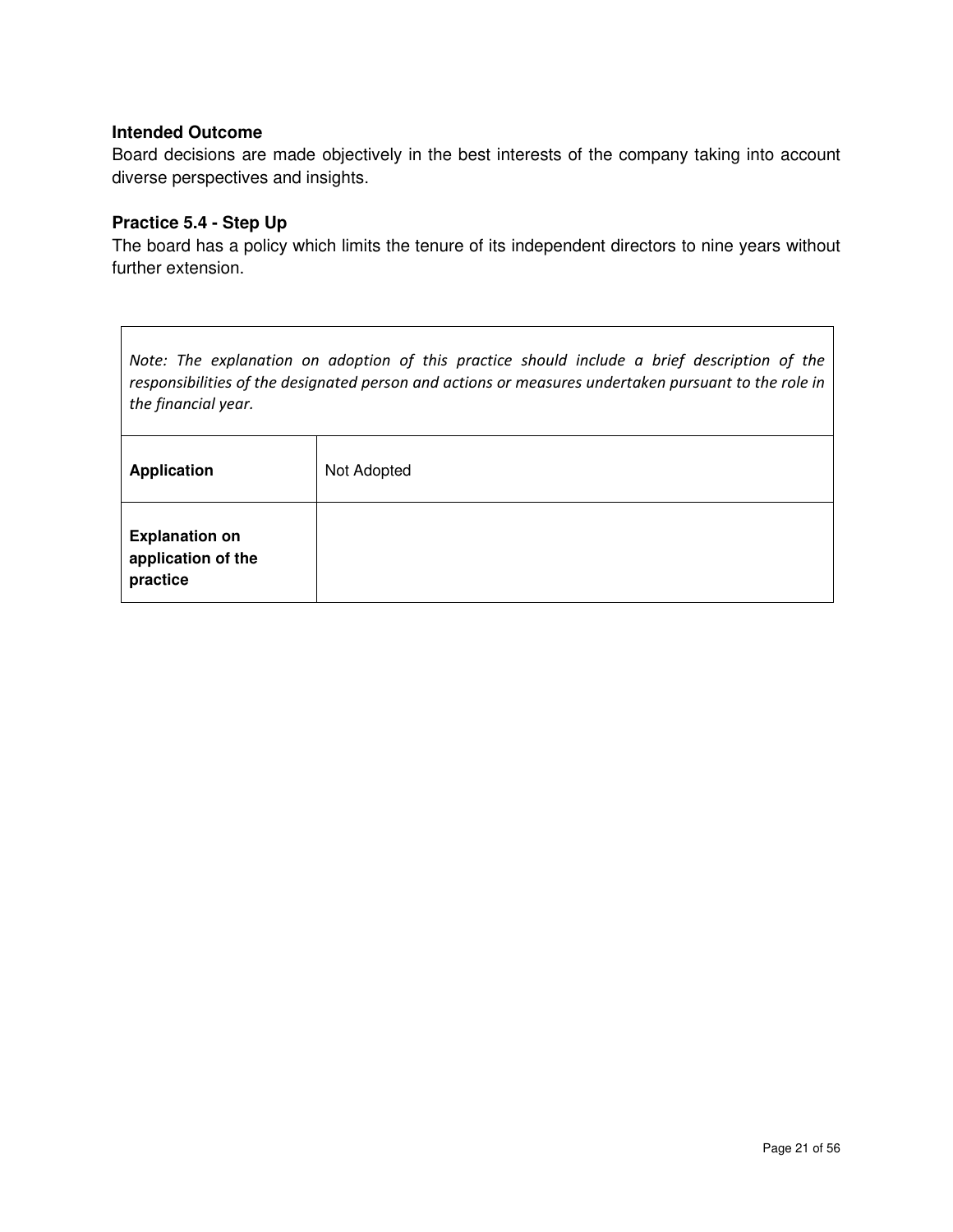**Intended Outcome**

Board decisions are made objectively in the best interests of the company taking into account diverse perspectives and insights.

**Practice 5.4 - Step Up**

The board has a policy which limits the tenure of its independent directors to nine years without further extension.

| *Note: The explanation on adoption of this practice should include a brief description of the responsibilities of the designated person and actions or measures undertaken pursuant to the role in the financial year.* | |
|---|---|
| **Application** | Not Adopted |
| **Explanation on application of the practice** | |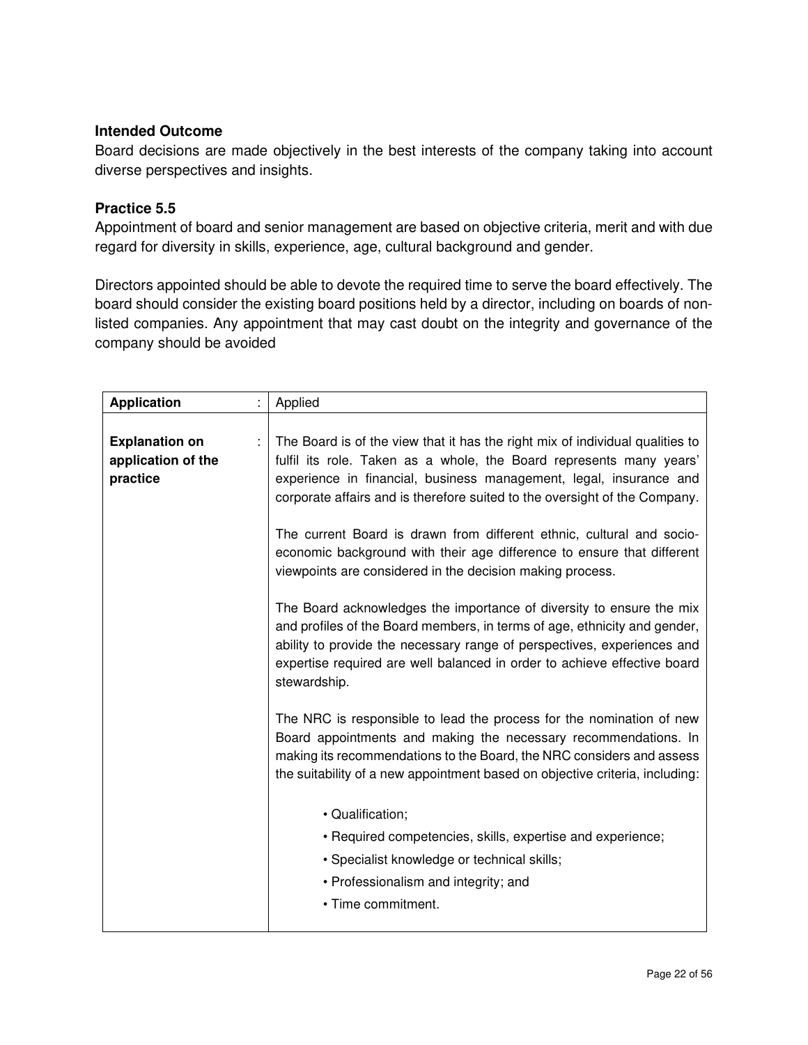**Intended Outcome**

Board decisions are made objectively in the best interests of the company taking into account diverse perspectives and insights.

**Practice 5.5**

Appointment of board and senior management are based on objective criteria, merit and with due regard for diversity in skills, experience, age, cultural background and gender.

Directors appointed should be able to devote the required time to serve the board effectively. The board should consider the existing board positions held by a director, including on boards of non-listed companies. Any appointment that may cast doubt on the integrity and governance of the company should be avoided

| **Application** | : | Applied |
|---|---|---|
| **Explanation on application of the practice** | : | The Board is of the view that it has the right mix of individual qualities to fulfil its role. Taken as a whole, the Board represents many years' experience in financial, business management, legal, insurance and corporate affairs and is therefore suited to the oversight of the Company.<br><br>The current Board is drawn from different ethnic, cultural and socio-economic background with their age difference to ensure that different viewpoints are considered in the decision making process.<br><br>The Board acknowledges the importance of diversity to ensure the mix and profiles of the Board members, in terms of age, ethnicity and gender, ability to provide the necessary range of perspectives, experiences and expertise required are well balanced in order to achieve effective board stewardship.<br><br>The NRC is responsible to lead the process for the nomination of new Board appointments and making the necessary recommendations. In making its recommendations to the Board, the NRC considers and assess the suitability of a new appointment based on objective criteria, including:<br><br>• Qualification;<br>• Required competencies, skills, expertise and experience;<br>• Specialist knowledge or technical skills;<br>• Professionalism and integrity; and<br>• Time commitment. |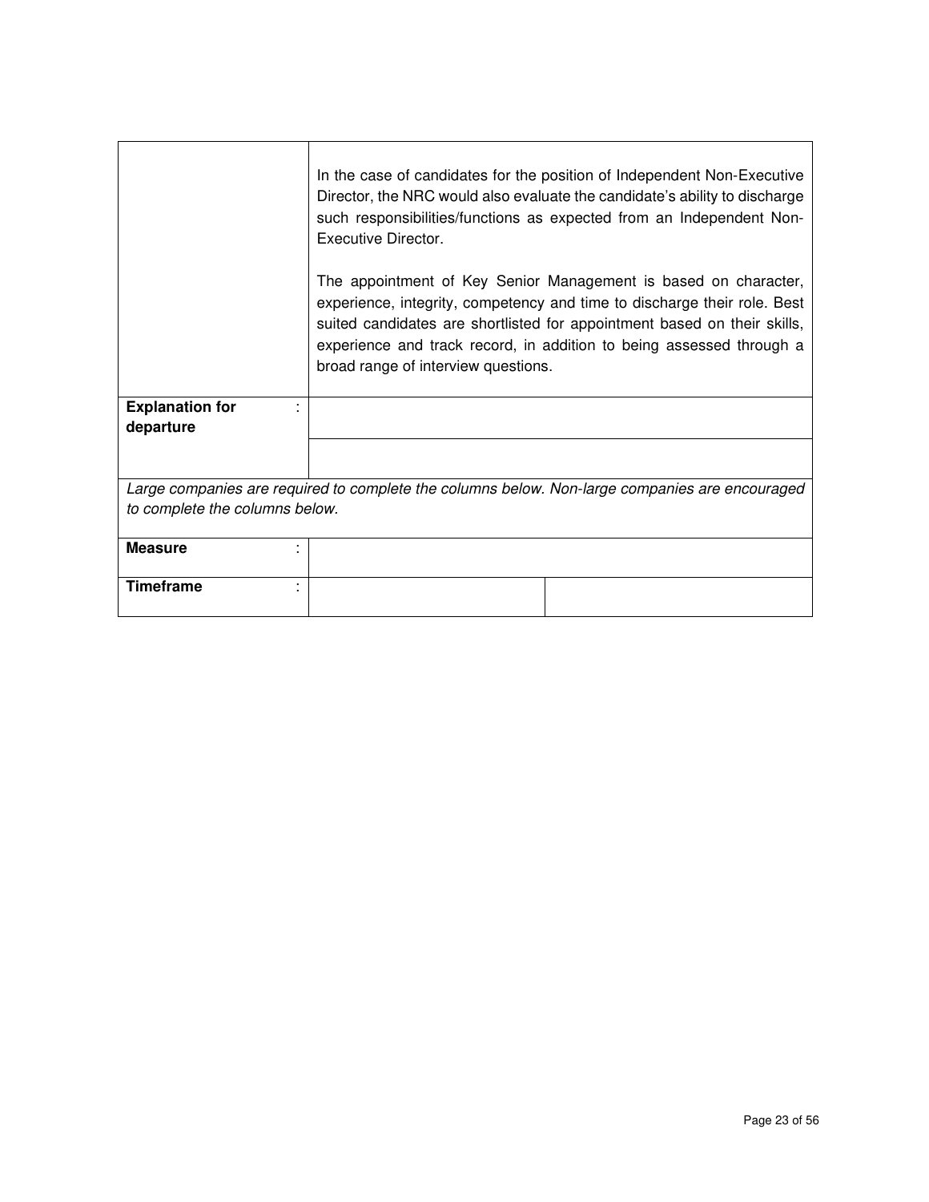| | |
|---|---|
| | In the case of candidates for the position of Independent Non-Executive Director, the NRC would also evaluate the candidate's ability to discharge such responsibilities/functions as expected from an Independent Non-Executive Director.<br><br>The appointment of Key Senior Management is based on character, experience, integrity, competency and time to discharge their role. Best suited candidates are shortlisted for appointment based on their skills, experience and track record, in addition to being assessed through a broad range of interview questions. |
| **Explanation for departure** : | |
| | |

*Large companies are required to complete the columns below. Non-large companies are encouraged to complete the columns below.*

| | | |
|---|---|---|
| **Measure** : | | |
| **Timeframe** : | | |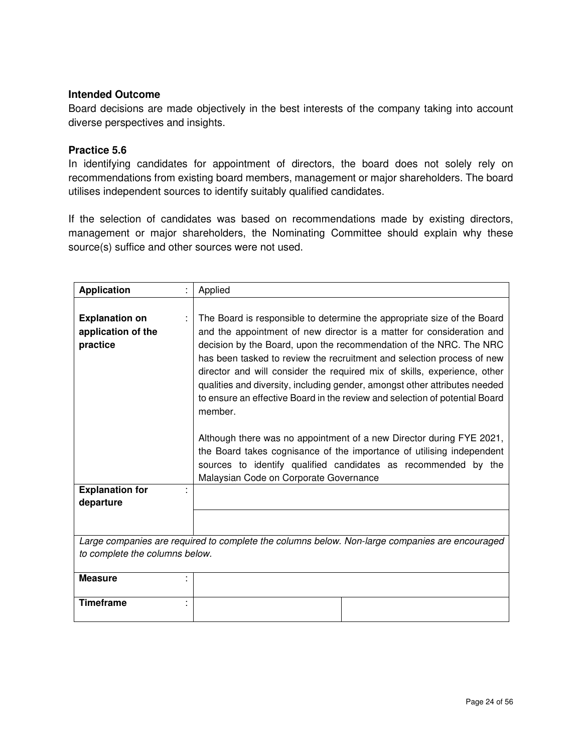**Intended Outcome**

Board decisions are made objectively in the best interests of the company taking into account diverse perspectives and insights.

**Practice 5.6**

In identifying candidates for appointment of directors, the board does not solely rely on recommendations from existing board members, management or major shareholders. The board utilises independent sources to identify suitably qualified candidates.

If the selection of candidates was based on recommendations made by existing directors, management or major shareholders, the Nominating Committee should explain why these source(s) suffice and other sources were not used.

| **Application** | : | Applied | |
|---|---|---|---|
| **Explanation on application of the practice** | : | The Board is responsible to determine the appropriate size of the Board and the appointment of new director is a matter for consideration and decision by the Board, upon the recommendation of the NRC. The NRC has been tasked to review the recruitment and selection process of new director and will consider the required mix of skills, experience, other qualities and diversity, including gender, amongst other attributes needed to ensure an effective Board in the review and selection of potential Board member.<br><br>Although there was no appointment of a new Director during FYE 2021, the Board takes cognisance of the importance of utilising independent sources to identify qualified candidates as recommended by the Malaysian Code on Corporate Governance | |
| **Explanation for departure** | : | | |
| | | | |
| *Large companies are required to complete the columns below. Non-large companies are encouraged to complete the columns below.* | | | |
| **Measure** | : | | |
| **Timeframe** | : | | |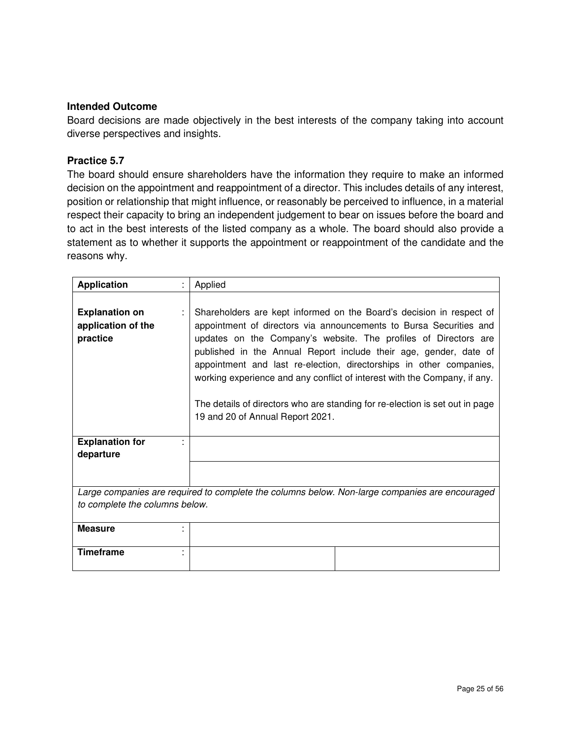**Intended Outcome**

Board decisions are made objectively in the best interests of the company taking into account diverse perspectives and insights.

**Practice 5.7**

The board should ensure shareholders have the information they require to make an informed decision on the appointment and reappointment of a director. This includes details of any interest, position or relationship that might influence, or reasonably be perceived to influence, in a material respect their capacity to bring an independent judgement to bear on issues before the board and to act in the best interests of the listed company as a whole. The board should also provide a statement as to whether it supports the appointment or reappointment of the candidate and the reasons why.

| **Application** | : | Applied | |
|---|---|---|---|
| **Explanation on application of the practice** | : | Shareholders are kept informed on the Board's decision in respect of appointment of directors via announcements to Bursa Securities and updates on the Company's website. The profiles of Directors are published in the Annual Report include their age, gender, date of appointment and last re-election, directorships in other companies, working experience and any conflict of interest with the Company, if any.<br><br>The details of directors who are standing for re-election is set out in page 19 and 20 of Annual Report 2021. | |
| **Explanation for departure** | : | | |
| *Large companies are required to complete the columns below. Non-large companies are encouraged to complete the columns below.* | | | |
| **Measure** | : | | |
| **Timeframe** | : | | |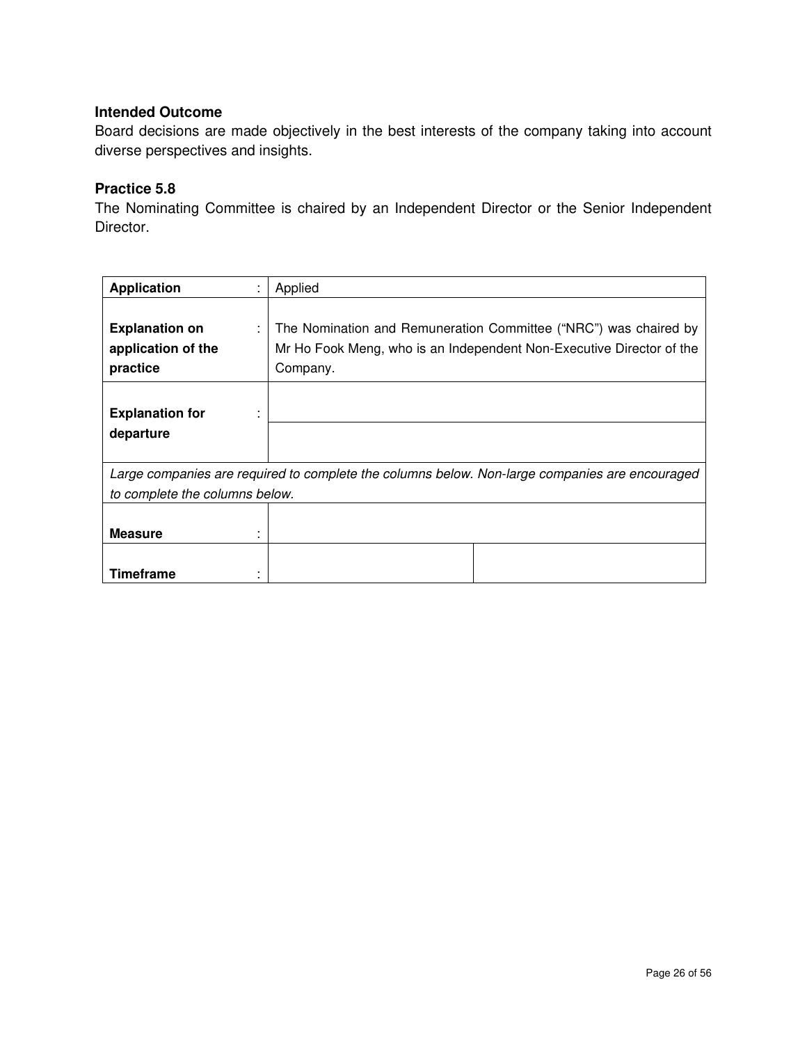**Intended Outcome**

Board decisions are made objectively in the best interests of the company taking into account diverse perspectives and insights.

**Practice 5.8**

The Nominating Committee is chaired by an Independent Director or the Senior Independent Director.

| | | |
|---|---|---|
| **Application** : | Applied | |
| **Explanation on application of the practice** : | The Nomination and Remuneration Committee ("NRC") was chaired by Mr Ho Fook Meng, who is an Independent Non-Executive Director of the Company. | |
| **Explanation for departure** : | | |
| | | |
| *Large companies are required to complete the columns below. Non-large companies are encouraged to complete the columns below.* | | |
| **Measure** : | | |
| **Timeframe** : | | |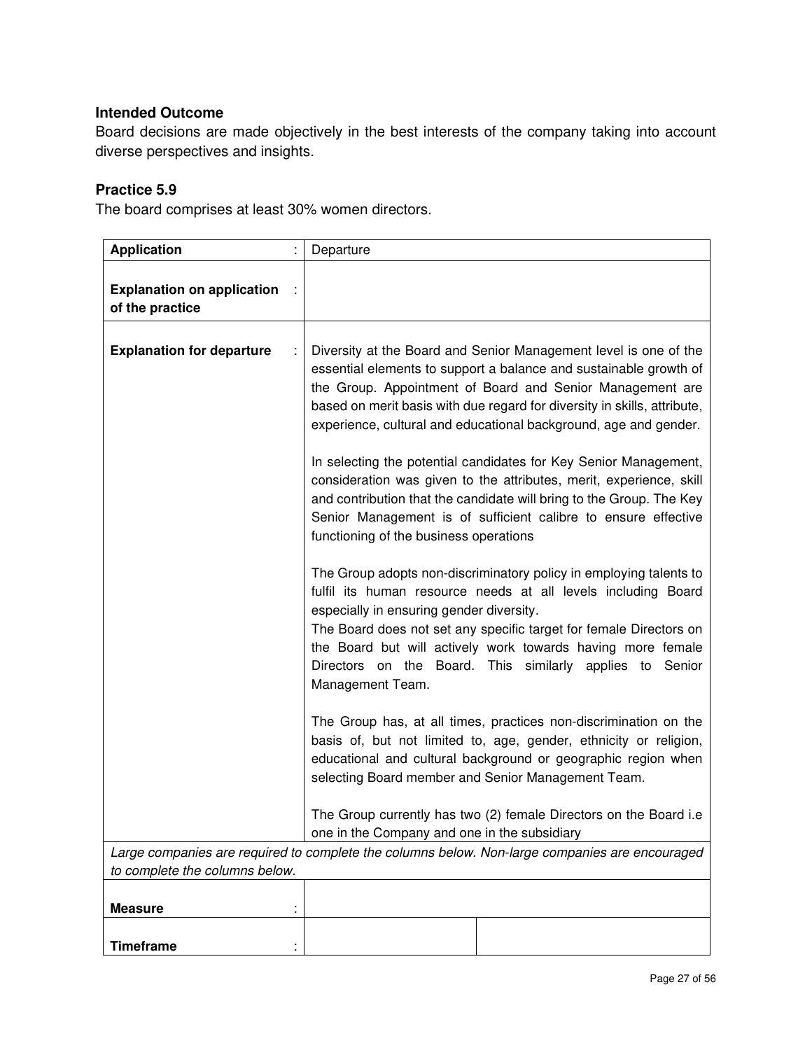### Intended Outcome

Board decisions are made objectively in the best interests of the company taking into account diverse perspectives and insights.

### Practice 5.9

The board comprises at least 30% women directors.

| **Application** : | Departure | |
|---|---|---|
| **Explanation on application of the practice** : | | |
| **Explanation for departure** : | Diversity at the Board and Senior Management level is one of the essential elements to support a balance and sustainable growth of the Group. Appointment of Board and Senior Management are based on merit basis with due regard for diversity in skills, attribute, experience, cultural and educational background, age and gender.<br><br>In selecting the potential candidates for Key Senior Management, consideration was given to the attributes, merit, experience, skill and contribution that the candidate will bring to the Group. The Key Senior Management is of sufficient calibre to ensure effective functioning of the business operations<br><br>The Group adopts non-discriminatory policy in employing talents to fulfil its human resource needs at all levels including Board especially in ensuring gender diversity.<br>The Board does not set any specific target for female Directors on the Board but will actively work towards having more female Directors on the Board. This similarly applies to Senior Management Team.<br><br>The Group has, at all times, practices non-discrimination on the basis of, but not limited to, age, gender, ethnicity or religion, educational and cultural background or geographic region when selecting Board member and Senior Management Team.<br><br>The Group currently has two (2) female Directors on the Board i.e one in the Company and one in the subsidiary | |
| *Large companies are required to complete the columns below. Non-large companies are encouraged to complete the columns below.* | | |
| **Measure** : | | |
| **Timeframe** : | | |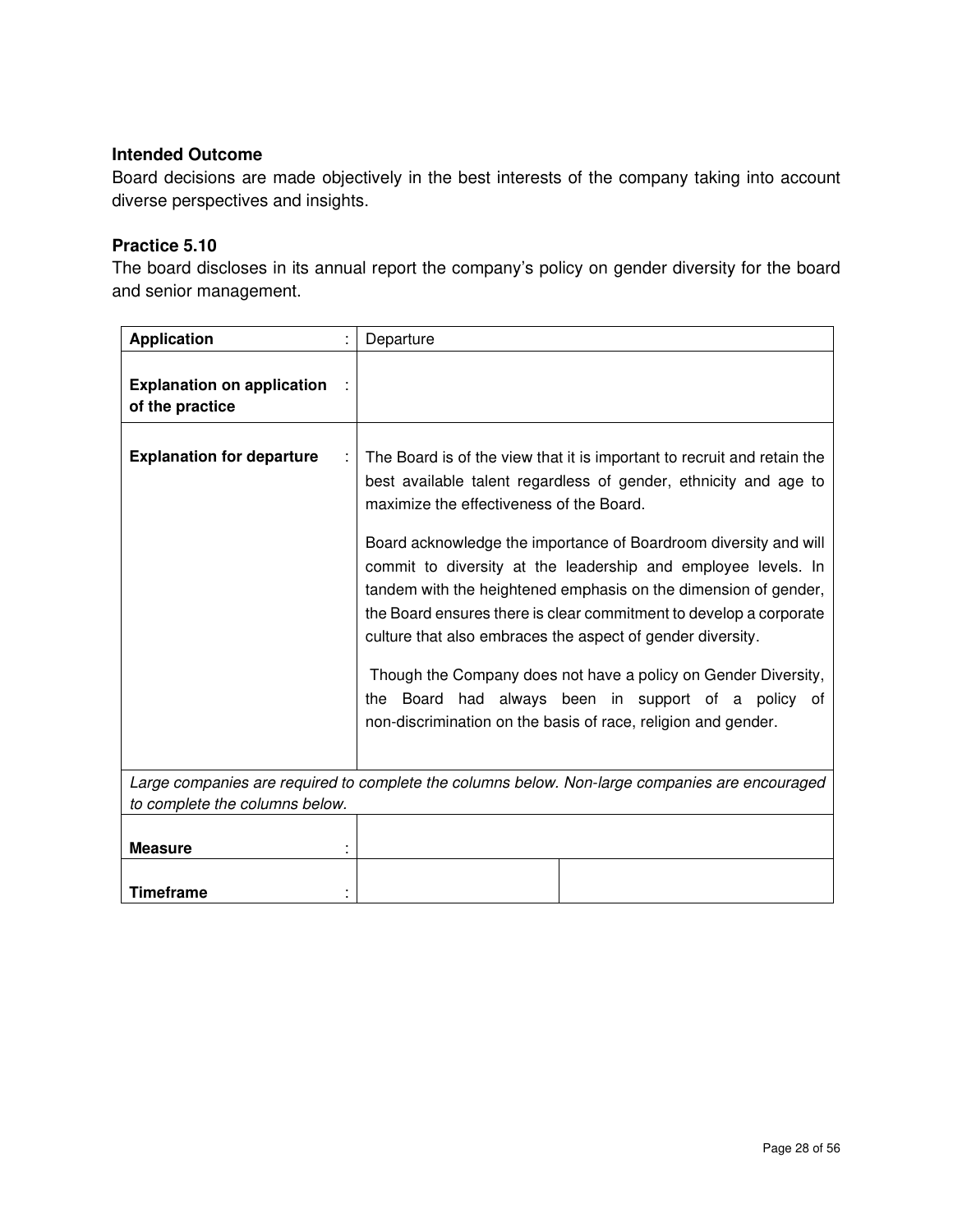### Intended Outcome

Board decisions are made objectively in the best interests of the company taking into account diverse perspectives and insights.

### Practice 5.10

The board discloses in its annual report the company's policy on gender diversity for the board and senior management.

| | | |
|---|---|---|
| **Application** : | Departure | |
| **Explanation on application of the practice** : | | |
| **Explanation for departure** : | The Board is of the view that it is important to recruit and retain the best available talent regardless of gender, ethnicity and age to maximize the effectiveness of the Board.<br><br>Board acknowledge the importance of Boardroom diversity and will commit to diversity at the leadership and employee levels. In tandem with the heightened emphasis on the dimension of gender, the Board ensures there is clear commitment to develop a corporate culture that also embraces the aspect of gender diversity.<br><br>Though the Company does not have a policy on Gender Diversity, the Board had always been in support of a policy of non-discrimination on the basis of race, religion and gender. | |
| *Large companies are required to complete the columns below. Non-large companies are encouraged to complete the columns below.* | | |
| **Measure** : | | |
| **Timeframe** : | | |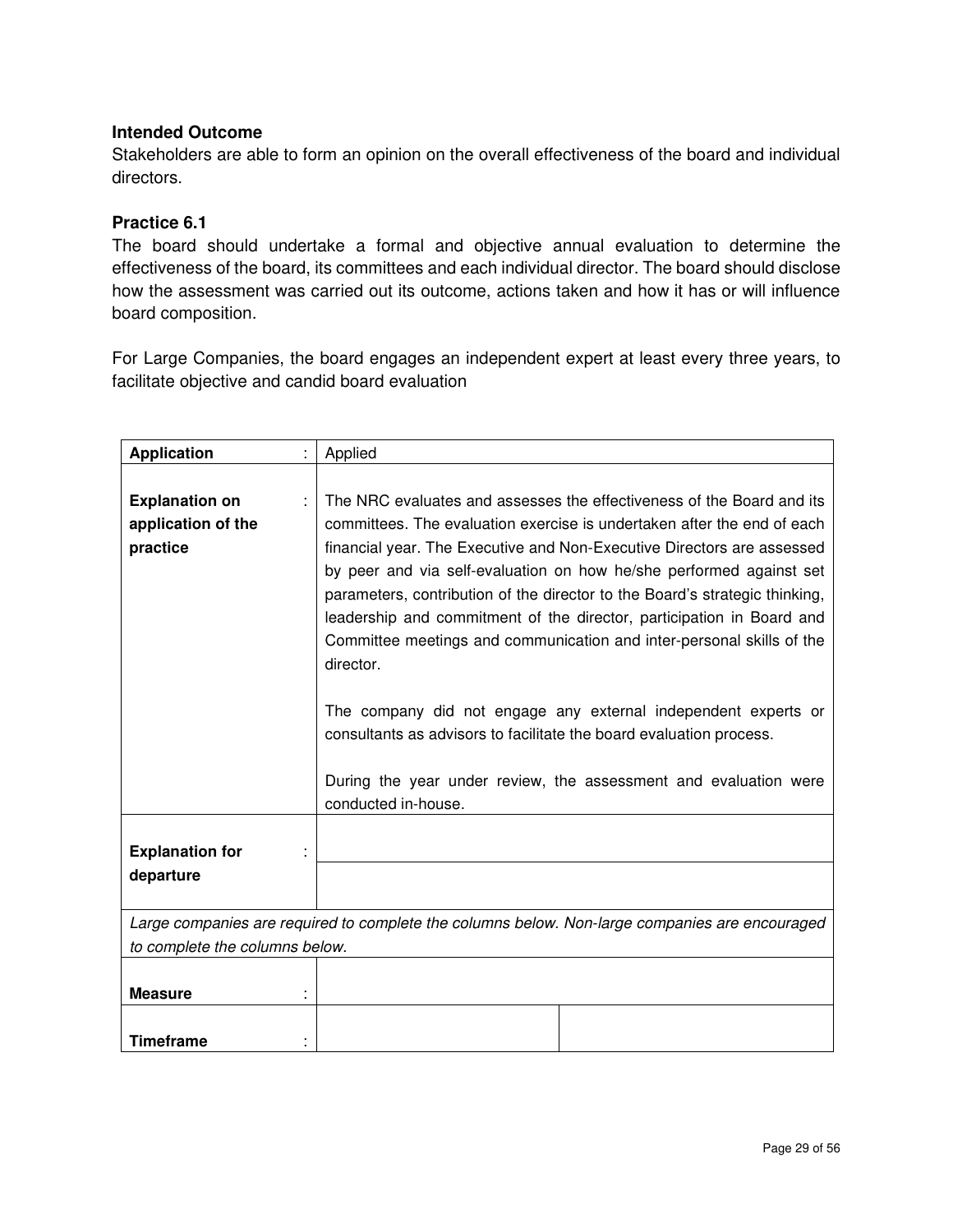**Intended Outcome**

Stakeholders are able to form an opinion on the overall effectiveness of the board and individual directors.

**Practice 6.1**

The board should undertake a formal and objective annual evaluation to determine the effectiveness of the board, its committees and each individual director. The board should disclose how the assessment was carried out its outcome, actions taken and how it has or will influence board composition.

For Large Companies, the board engages an independent expert at least every three years, to facilitate objective and candid board evaluation

| | | |
|---|---|---|
| **Application** : | Applied | |
| **Explanation on application of the practice** : | The NRC evaluates and assesses the effectiveness of the Board and its committees. The evaluation exercise is undertaken after the end of each financial year. The Executive and Non-Executive Directors are assessed by peer and via self-evaluation on how he/she performed against set parameters, contribution of the director to the Board's strategic thinking, leadership and commitment of the director, participation in Board and Committee meetings and communication and inter-personal skills of the director.<br><br>The company did not engage any external independent experts or consultants as advisors to facilitate the board evaluation process.<br><br>During the year under review, the assessment and evaluation were conducted in-house. | |
| **Explanation for departure** : | | |
| *Large companies are required to complete the columns below. Non-large companies are encouraged to complete the columns below.* | | |
| **Measure** : | | |
| **Timeframe** : | | |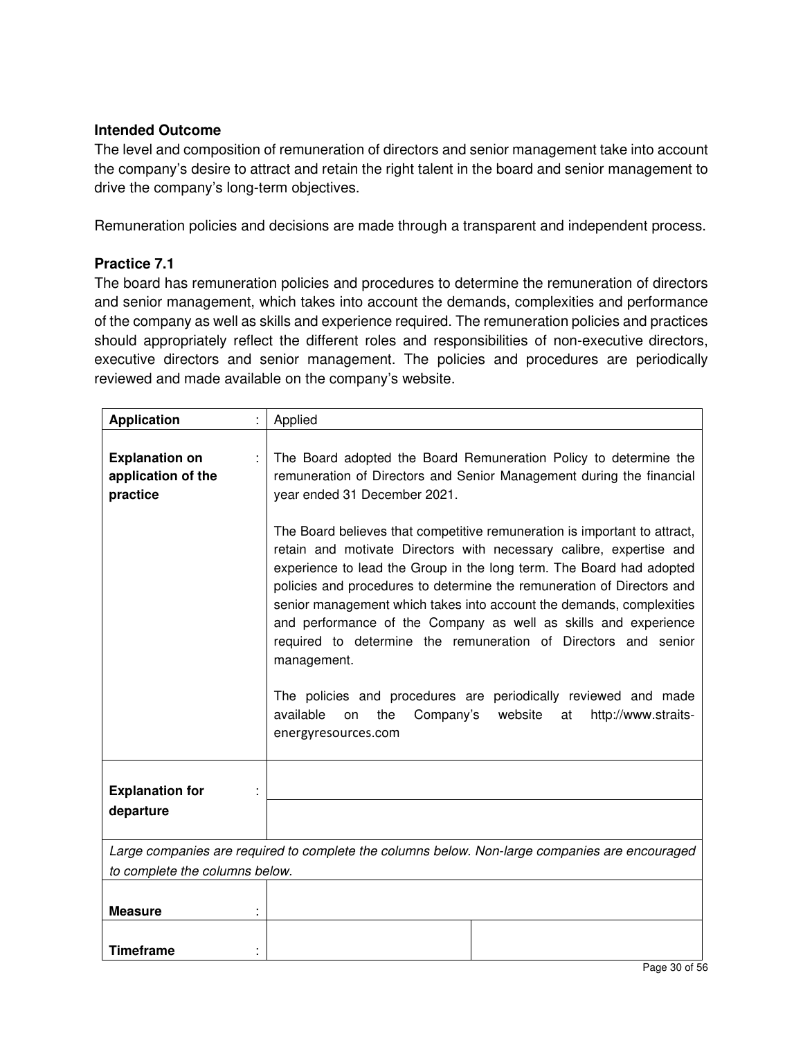**Intended Outcome**

The level and composition of remuneration of directors and senior management take into account the company's desire to attract and retain the right talent in the board and senior management to drive the company's long-term objectives.

Remuneration policies and decisions are made through a transparent and independent process.

**Practice 7.1**

The board has remuneration policies and procedures to determine the remuneration of directors and senior management, which takes into account the demands, complexities and performance of the company as well as skills and experience required. The remuneration policies and practices should appropriately reflect the different roles and responsibilities of non-executive directors, executive directors and senior management. The policies and procedures are periodically reviewed and made available on the company's website.

| **Application** : | Applied | |
|---|---|---|
| **Explanation on application of the practice** : | The Board adopted the Board Remuneration Policy to determine the remuneration of Directors and Senior Management during the financial year ended 31 December 2021.<br><br>The Board believes that competitive remuneration is important to attract, retain and motivate Directors with necessary calibre, expertise and experience to lead the Group in the long term. The Board had adopted policies and procedures to determine the remuneration of Directors and senior management which takes into account the demands, complexities and performance of the Company as well as skills and experience required to determine the remuneration of Directors and senior management.<br><br>The policies and procedures are periodically reviewed and made available on the Company's website at http://www.straits-energyresources.com | |
| **Explanation for departure** : | | |
| *Large companies are required to complete the columns below. Non-large companies are encouraged to complete the columns below.* | | |
| **Measure** : | | |
| **Timeframe** : | | |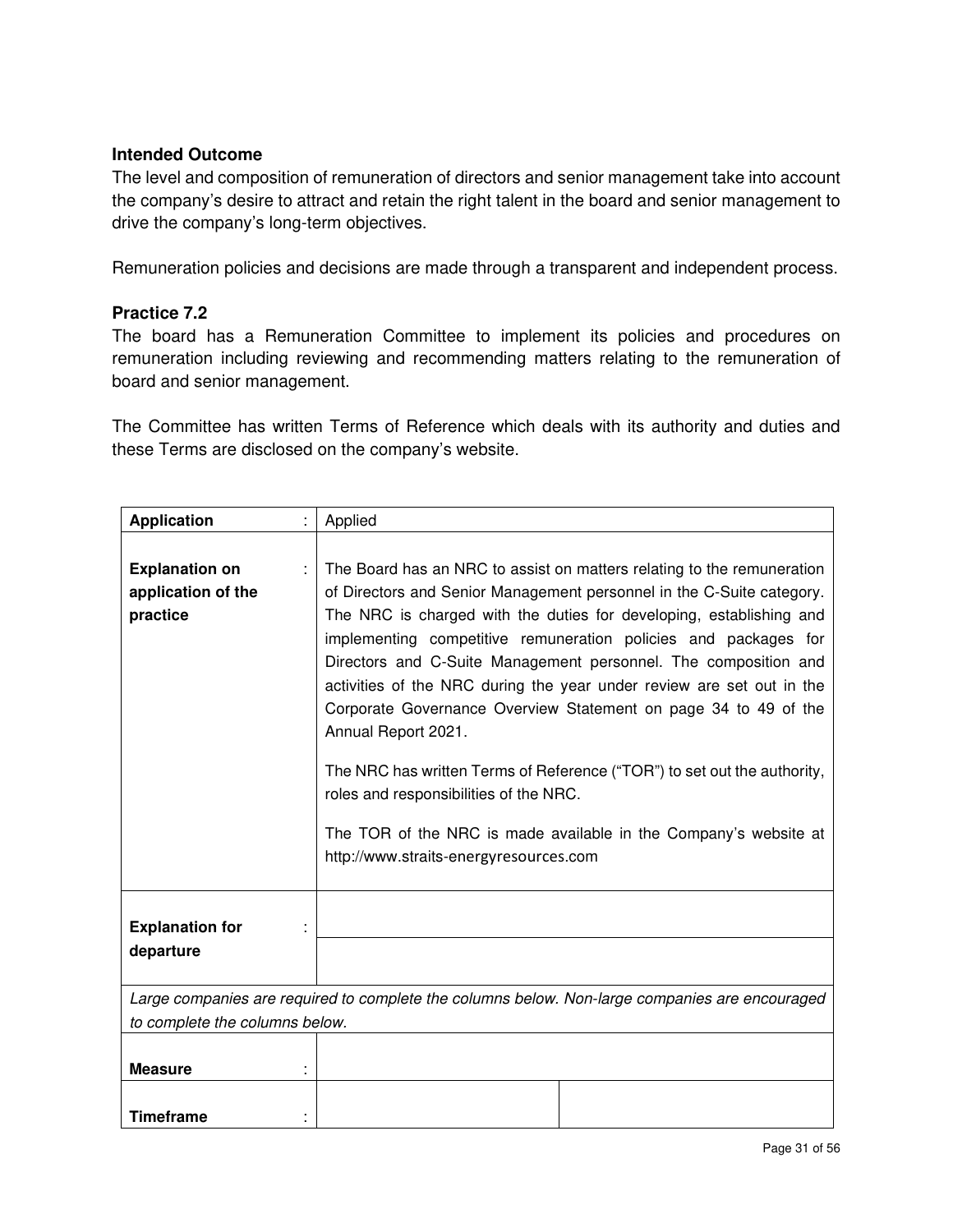**Intended Outcome**

The level and composition of remuneration of directors and senior management take into account the company's desire to attract and retain the right talent in the board and senior management to drive the company's long-term objectives.

Remuneration policies and decisions are made through a transparent and independent process.

**Practice 7.2**

The board has a Remuneration Committee to implement its policies and procedures on remuneration including reviewing and recommending matters relating to the remuneration of board and senior management.

The Committee has written Terms of Reference which deals with its authority and duties and these Terms are disclosed on the company's website.

| | | |
|---|---|---|
| **Application** : | Applied | |
| **Explanation on application of the practice** : | The Board has an NRC to assist on matters relating to the remuneration of Directors and Senior Management personnel in the C-Suite category. The NRC is charged with the duties for developing, establishing and implementing competitive remuneration policies and packages for Directors and C-Suite Management personnel. The composition and activities of the NRC during the year under review are set out in the Corporate Governance Overview Statement on page 34 to 49 of the Annual Report 2021.<br><br>The NRC has written Terms of Reference ("TOR") to set out the authority, roles and responsibilities of the NRC.<br><br>The TOR of the NRC is made available in the Company's website at http://www.straits-energyresources.com | |
| **Explanation for departure** : | | |
| *Large companies are required to complete the columns below. Non-large companies are encouraged to complete the columns below.* | | |
| **Measure** : | | |
| **Timeframe** : | | |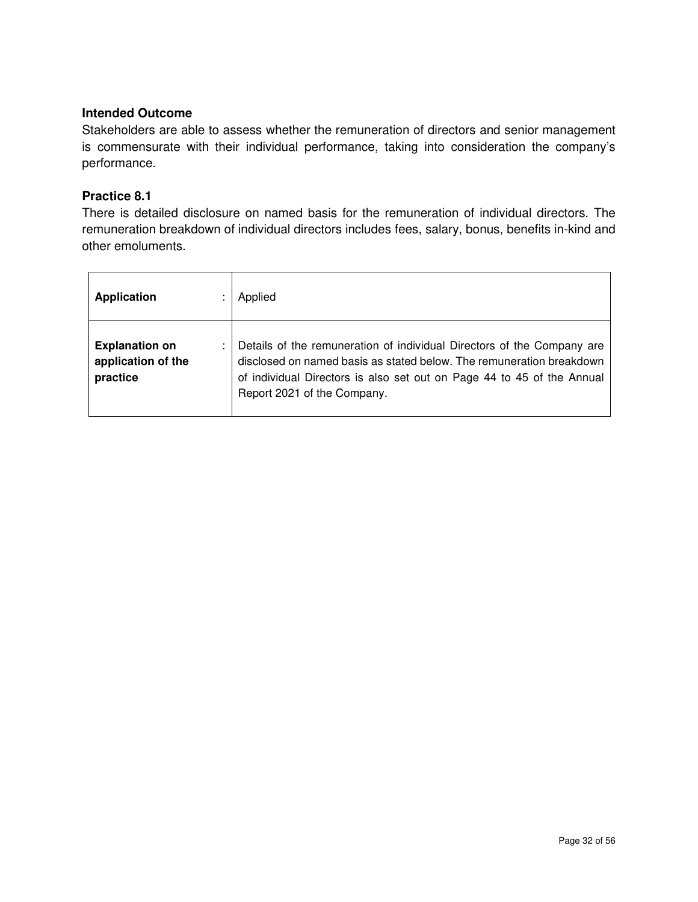### Intended Outcome

Stakeholders are able to assess whether the remuneration of directors and senior management is commensurate with their individual performance, taking into consideration the company's performance.

### Practice 8.1

There is detailed disclosure on named basis for the remuneration of individual directors. The remuneration breakdown of individual directors includes fees, salary, bonus, benefits in-kind and other emoluments.

| | |
|---|---|
| **Application** : | Applied |
| **Explanation on application of the practice** : | Details of the remuneration of individual Directors of the Company are disclosed on named basis as stated below. The remuneration breakdown of individual Directors is also set out on Page 44 to 45 of the Annual Report 2021 of the Company. |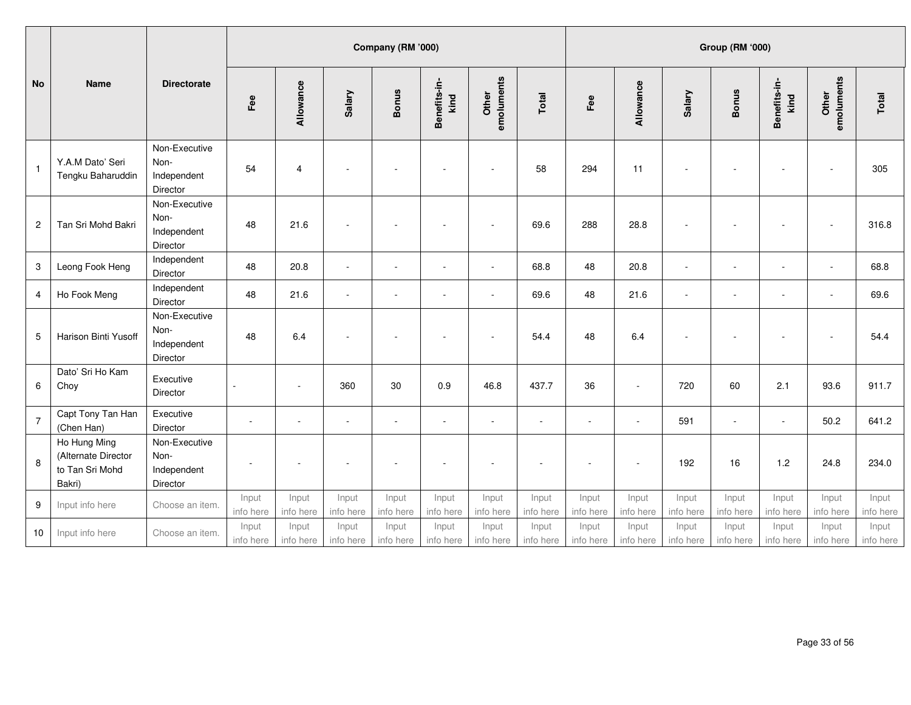| No | Name | Directorate | Company (RM '000) | | | | | | | Group (RM '000) | | | | | | |
|---|---|---|---|---|---|---|---|---|---|---|---|---|---|---|---|---|
| | | | Fee | Allowance | Salary | Bonus | Benefits-in-kind | Other emoluments | Total | Fee | Allowance | Salary | Bonus | Benefits-in-kind | Other emoluments | Total |
| 1 | Y.A.M Dato' Seri Tengku Baharuddin | Non-Executive Non-Independent Director | 54 | 4 | - | - | - | - | 58 | 294 | 11 | - | - | - | - | 305 |
| 2 | Tan Sri Mohd Bakri | Non-Executive Non-Independent Director | 48 | 21.6 | - | - | - | - | 69.6 | 288 | 28.8 | - | - | - | - | 316.8 |
| 3 | Leong Fook Heng | Independent Director | 48 | 20.8 | - | - | - | - | 68.8 | 48 | 20.8 | - | - | - | - | 68.8 |
| 4 | Ho Fook Meng | Independent Director | 48 | 21.6 | - | - | - | - | 69.6 | 48 | 21.6 | - | - | - | - | 69.6 |
| 5 | Harison Binti Yusoff | Non-Executive Non-Independent Director | 48 | 6.4 | - | - | - | - | 54.4 | 48 | 6.4 | - | - | - | - | 54.4 |
| 6 | Dato' Sri Ho Kam Choy | Executive Director | - | - | 360 | 30 | 0.9 | 46.8 | 437.7 | 36 | - | 720 | 60 | 2.1 | 93.6 | 911.7 |
| 7 | Capt Tony Tan Han (Chen Han) | Executive Director | - | - | - | - | - | - | - | - | - | 591 | - | - | 50.2 | 641.2 |
| 8 | Ho Hung Ming (Alternate Director to Tan Sri Mohd Bakri) | Non-Executive Non-Independent Director | - | - | - | - | - | - | - | - | - | 192 | 16 | 1.2 | 24.8 | 234.0 |
| 9 | Input info here | Choose an item. | Input info here | Input info here | Input info here | Input info here | Input info here | Input info here | Input info here | Input info here | Input info here | Input info here | Input info here | Input info here | Input info here | Input info here |
| 10 | Input info here | Choose an item. | Input info here | Input info here | Input info here | Input info here | Input info here | Input info here | Input info here | Input info here | Input info here | Input info here | Input info here | Input info here | Input info here | Input info here |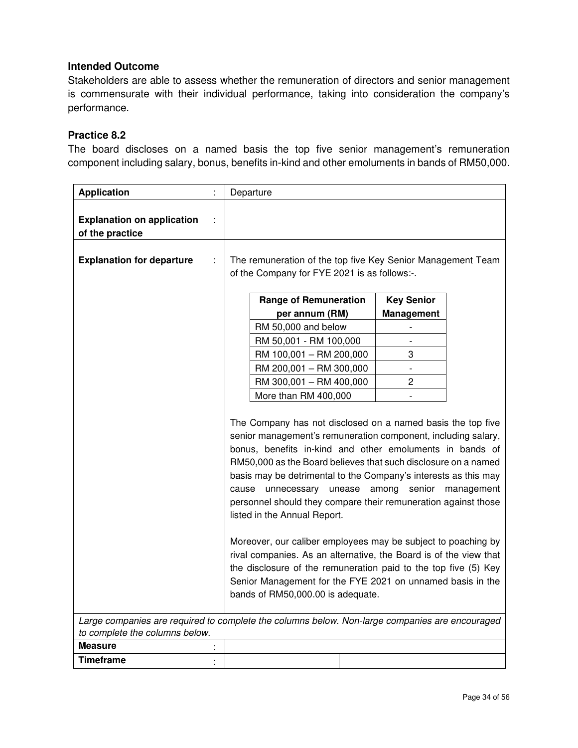### Intended Outcome

Stakeholders are able to assess whether the remuneration of directors and senior management is commensurate with their individual performance, taking into consideration the company's performance.

### Practice 8.2

The board discloses on a named basis the top five senior management's remuneration component including salary, bonus, benefits in-kind and other emoluments in bands of RM50,000.

**Application** : Departure

**Explanation on application of the practice** :

**Explanation for departure** :

The remuneration of the top five Key Senior Management Team of the Company for FYE 2021 is as follows:-.

| Range of Remuneration per annum (RM) | Key Senior Management |
|---|---|
| RM 50,000 and below | - |
| RM 50,001 - RM 100,000 | - |
| RM 100,001 – RM 200,000 | 3 |
| RM 200,001 – RM 300,000 | - |
| RM 300,001 – RM 400,000 | 2 |
| More than RM 400,000 | - |

The Company has not disclosed on a named basis the top five senior management's remuneration component, including salary, bonus, benefits in-kind and other emoluments in bands of RM50,000 as the Board believes that such disclosure on a named basis may be detrimental to the Company's interests as this may cause unnecessary unease among senior management personnel should they compare their remuneration against those listed in the Annual Report.

Moreover, our caliber employees may be subject to poaching by rival companies. As an alternative, the Board is of the view that the disclosure of the remuneration paid to the top five (5) Key Senior Management for the FYE 2021 on unnamed basis in the bands of RM50,000.00 is adequate.

*Large companies are required to complete the columns below. Non-large companies are encouraged to complete the columns below.*

| | | |
|---|---|---|
| **Measure** : | | |
| **Timeframe** : | | |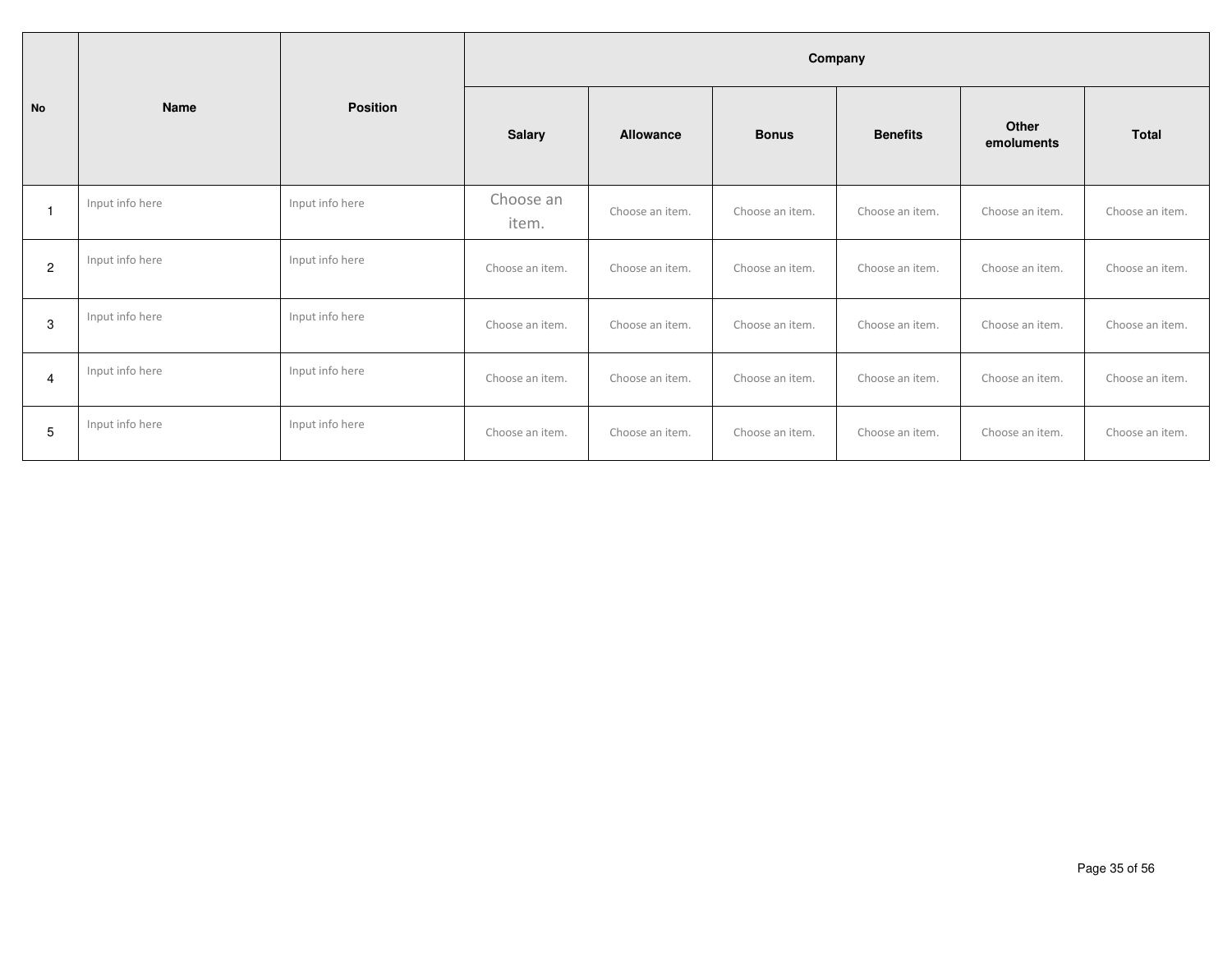| No | Name | Position | Company | | | | | |
|---|---|---|---|---|---|---|---|---|
| | | | Salary | Allowance | Bonus | Benefits | Other emoluments | Total |
| 1 | Input info here | Input info here | Choose an item. | Choose an item. | Choose an item. | Choose an item. | Choose an item. | Choose an item. |
| 2 | Input info here | Input info here | Choose an item. | Choose an item. | Choose an item. | Choose an item. | Choose an item. | Choose an item. |
| 3 | Input info here | Input info here | Choose an item. | Choose an item. | Choose an item. | Choose an item. | Choose an item. | Choose an item. |
| 4 | Input info here | Input info here | Choose an item. | Choose an item. | Choose an item. | Choose an item. | Choose an item. | Choose an item. |
| 5 | Input info here | Input info here | Choose an item. | Choose an item. | Choose an item. | Choose an item. | Choose an item. | Choose an item. |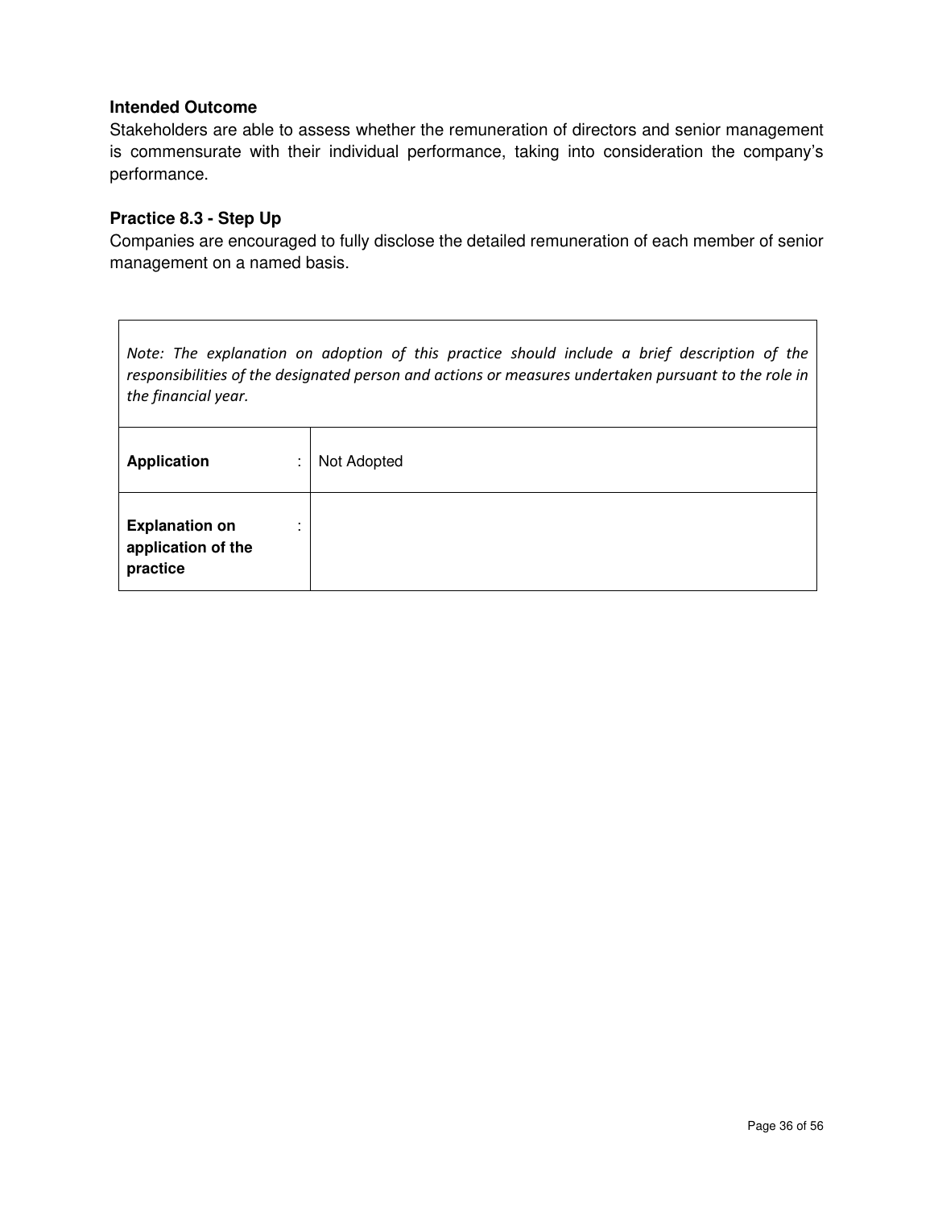### Intended Outcome

Stakeholders are able to assess whether the remuneration of directors and senior management is commensurate with their individual performance, taking into consideration the company's performance.

### Practice 8.3 - Step Up

Companies are encouraged to fully disclose the detailed remuneration of each member of senior management on a named basis.

| *Note: The explanation on adoption of this practice should include a brief description of the responsibilities of the designated person and actions or measures undertaken pursuant to the role in the financial year.* | | |
|---|---|---|
| **Application** | : | Not Adopted |
| **Explanation on application of the practice** | : | |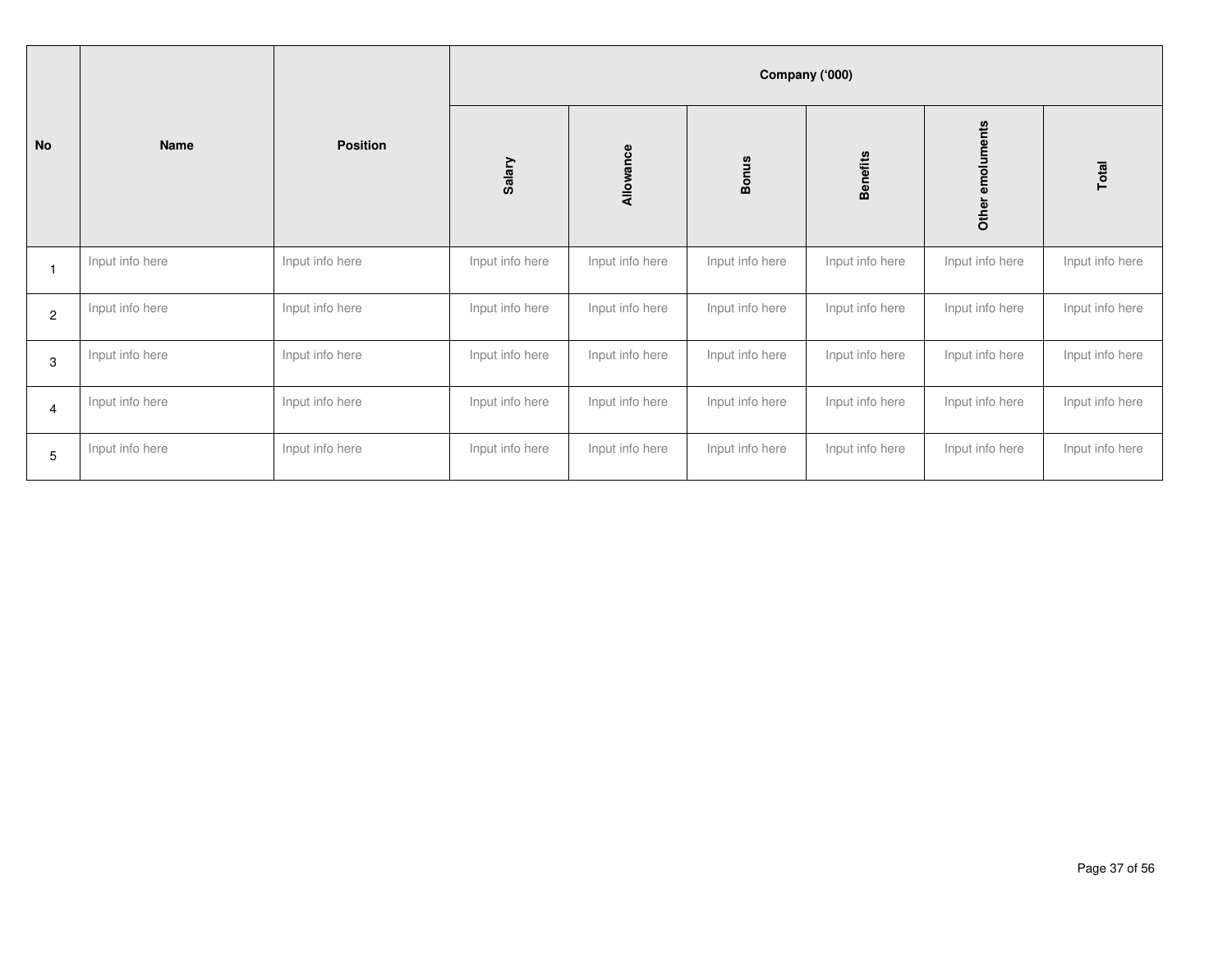| No | Name | Position | Company ('000) | | | | | |
|---|---|---|---|---|---|---|---|---|
| | | | Salary | Allowance | Bonus | Benefits | Other emoluments | Total |
| 1 | Input info here | Input info here | Input info here | Input info here | Input info here | Input info here | Input info here | Input info here |
| 2 | Input info here | Input info here | Input info here | Input info here | Input info here | Input info here | Input info here | Input info here |
| 3 | Input info here | Input info here | Input info here | Input info here | Input info here | Input info here | Input info here | Input info here |
| 4 | Input info here | Input info here | Input info here | Input info here | Input info here | Input info here | Input info here | Input info here |
| 5 | Input info here | Input info here | Input info here | Input info here | Input info here | Input info here | Input info here | Input info here |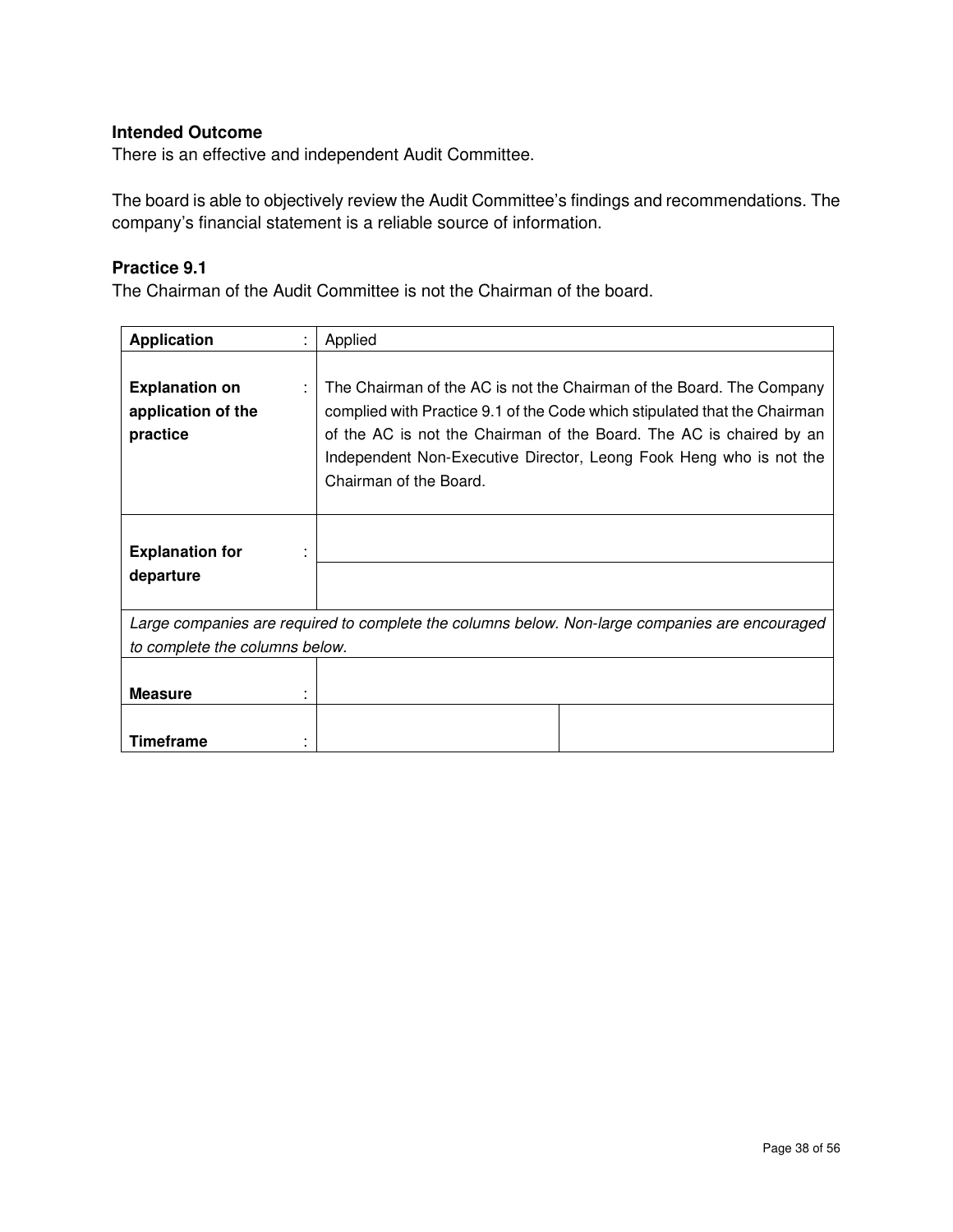**Intended Outcome**

There is an effective and independent Audit Committee.

The board is able to objectively review the Audit Committee's findings and recommendations. The company's financial statement is a reliable source of information.

### Practice 9.1

The Chairman of the Audit Committee is not the Chairman of the board.

| **Application** : | Applied | |
|---|---|---|
| **Explanation on application of the practice** : | The Chairman of the AC is not the Chairman of the Board. The Company complied with Practice 9.1 of the Code which stipulated that the Chairman of the AC is not the Chairman of the Board. The AC is chaired by an Independent Non-Executive Director, Leong Fook Heng who is not the Chairman of the Board. | |
| **Explanation for departure** : | | |
| *Large companies are required to complete the columns below. Non-large companies are encouraged to complete the columns below.* | | |
| **Measure** : | | |
| **Timeframe** : | | |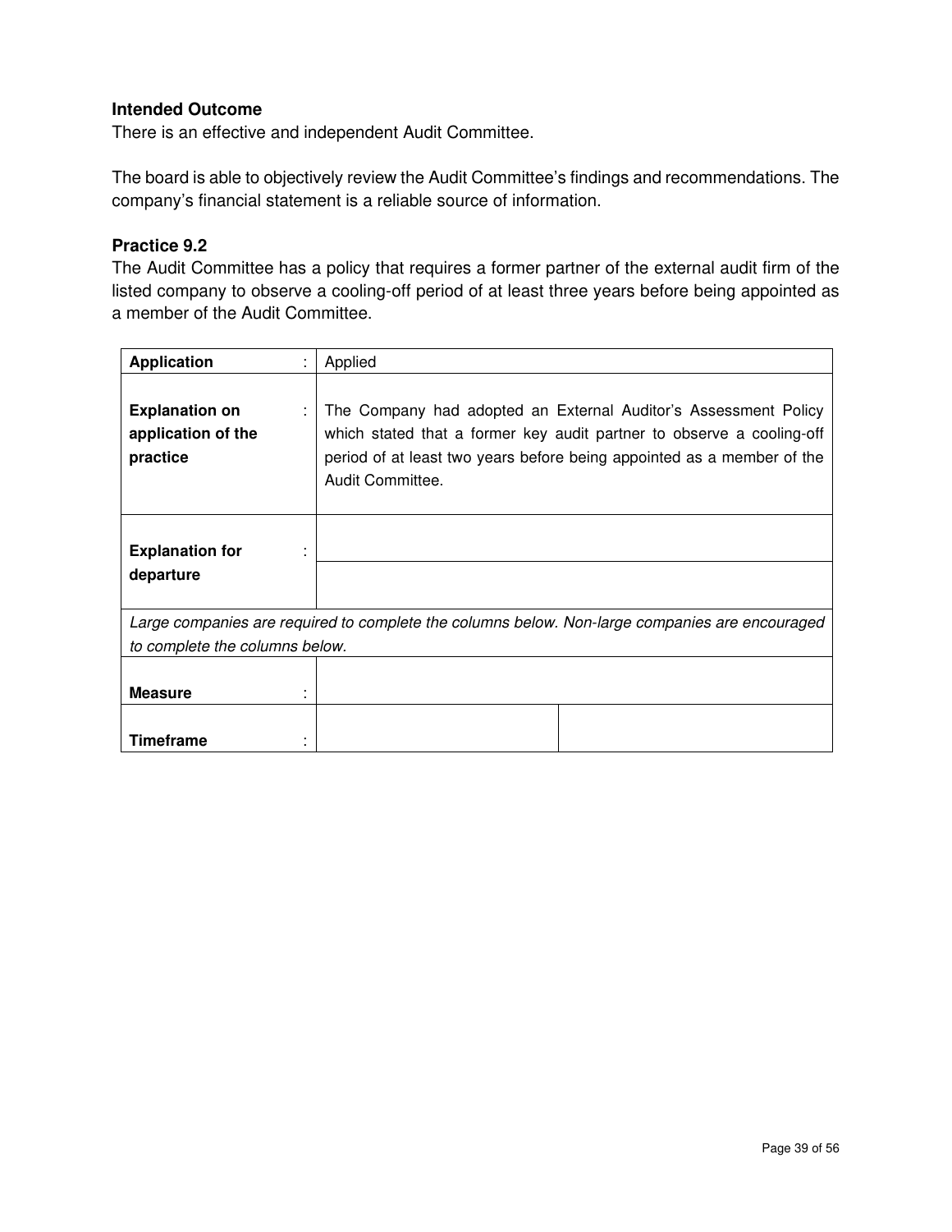**Intended Outcome**

There is an effective and independent Audit Committee.

The board is able to objectively review the Audit Committee's findings and recommendations. The company's financial statement is a reliable source of information.

**Practice 9.2**

The Audit Committee has a policy that requires a former partner of the external audit firm of the listed company to observe a cooling-off period of at least three years before being appointed as a member of the Audit Committee.

| | | |
|---|---|---|
| **Application** : | Applied | |
| **Explanation on application of the practice** : | The Company had adopted an External Auditor's Assessment Policy which stated that a former key audit partner to observe a cooling-off period of at least two years before being appointed as a member of the Audit Committee. | |
| **Explanation for departure** : | | |
| *Large companies are required to complete the columns below. Non-large companies are encouraged to complete the columns below.* | | |
| **Measure** : | | |
| **Timeframe** : | | |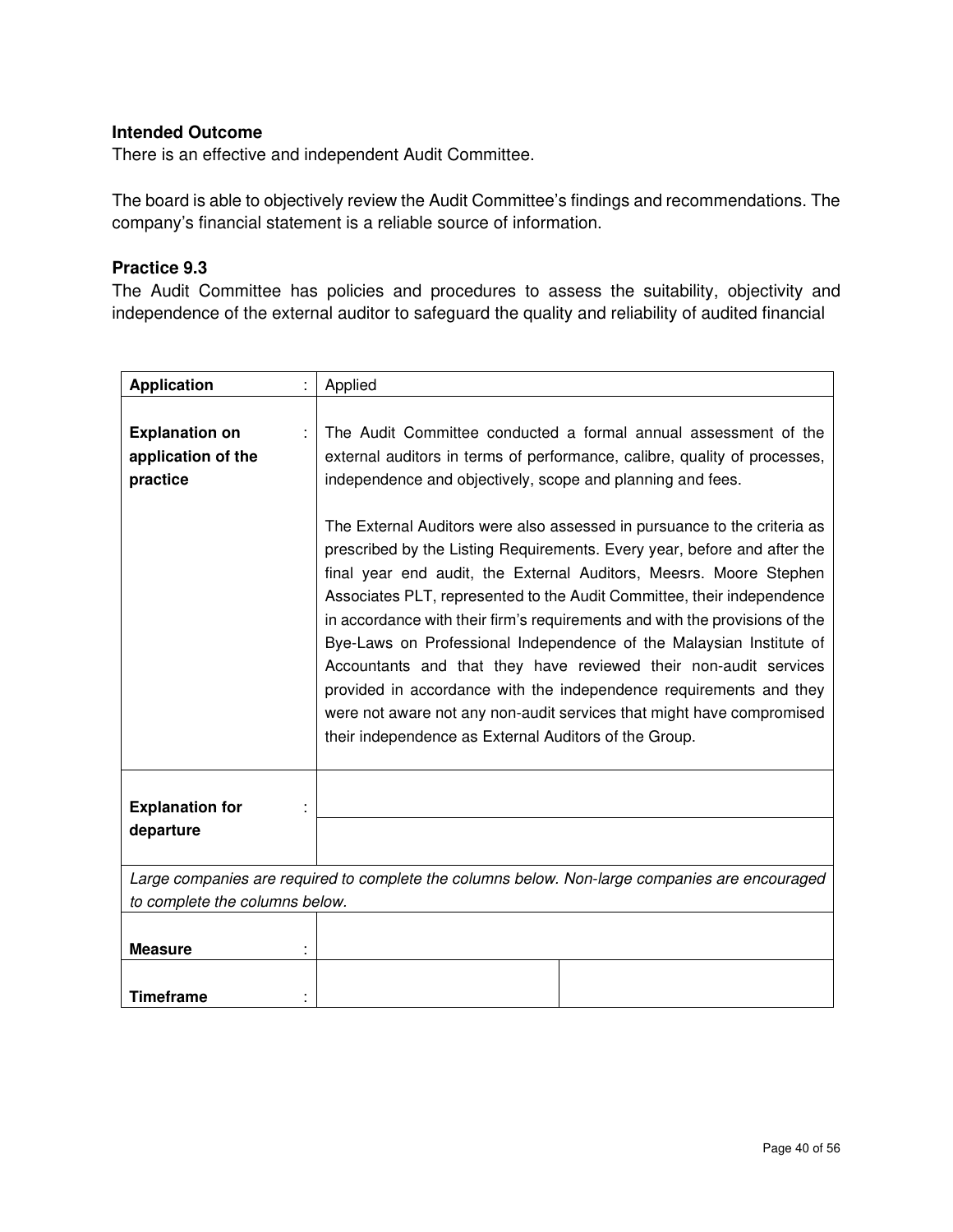**Intended Outcome**

There is an effective and independent Audit Committee.

The board is able to objectively review the Audit Committee's findings and recommendations. The company's financial statement is a reliable source of information.

**Practice 9.3**

The Audit Committee has policies and procedures to assess the suitability, objectivity and independence of the external auditor to safeguard the quality and reliability of audited financial

| | | |
|---|---|---|
| **Application** : | Applied | |
| **Explanation on application of the practice** : | The Audit Committee conducted a formal annual assessment of the external auditors in terms of performance, calibre, quality of processes, independence and objectively, scope and planning and fees.<br><br>The External Auditors were also assessed in pursuance to the criteria as prescribed by the Listing Requirements. Every year, before and after the final year end audit, the External Auditors, Meesrs. Moore Stephen Associates PLT, represented to the Audit Committee, their independence in accordance with their firm's requirements and with the provisions of the Bye-Laws on Professional Independence of the Malaysian Institute of Accountants and that they have reviewed their non-audit services provided in accordance with the independence requirements and they were not aware not any non-audit services that might have compromised their independence as External Auditors of the Group. | |
| **Explanation for departure** : | | |
| *Large companies are required to complete the columns below. Non-large companies are encouraged to complete the columns below.* | | |
| **Measure** : | | |
| **Timeframe** : | | |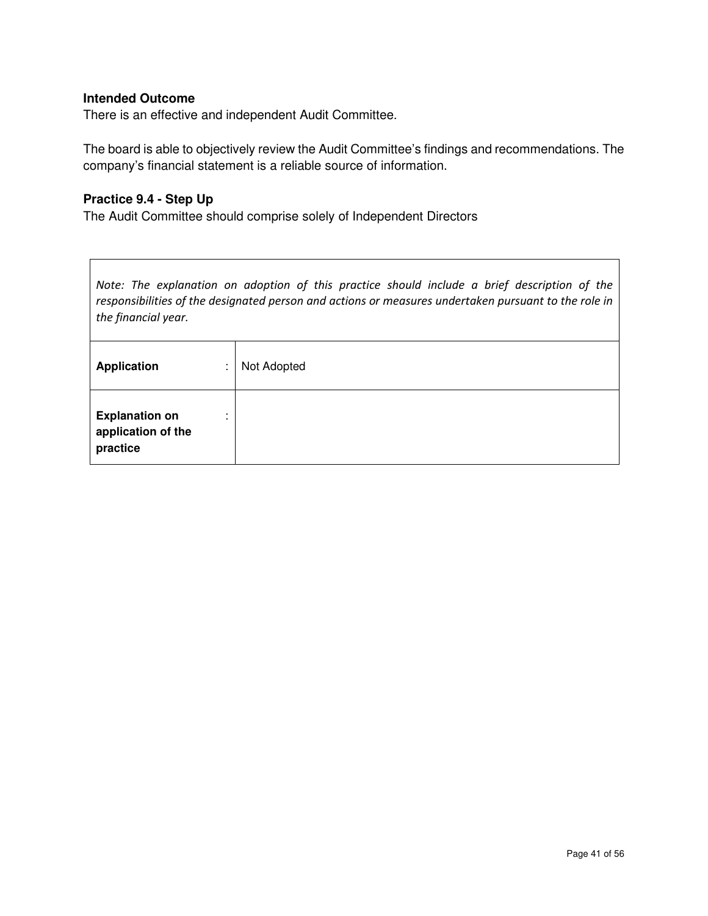**Intended Outcome**

There is an effective and independent Audit Committee.

The board is able to objectively review the Audit Committee's findings and recommendations. The company's financial statement is a reliable source of information.

### Practice 9.4 - Step Up

The Audit Committee should comprise solely of Independent Directors

| *Note: The explanation on adoption of this practice should include a brief description of the responsibilities of the designated person and actions or measures undertaken pursuant to the role in the financial year.* | | |
|---|---|---|
| **Application** | : | Not Adopted |
| **Explanation on application of the practice** | : | |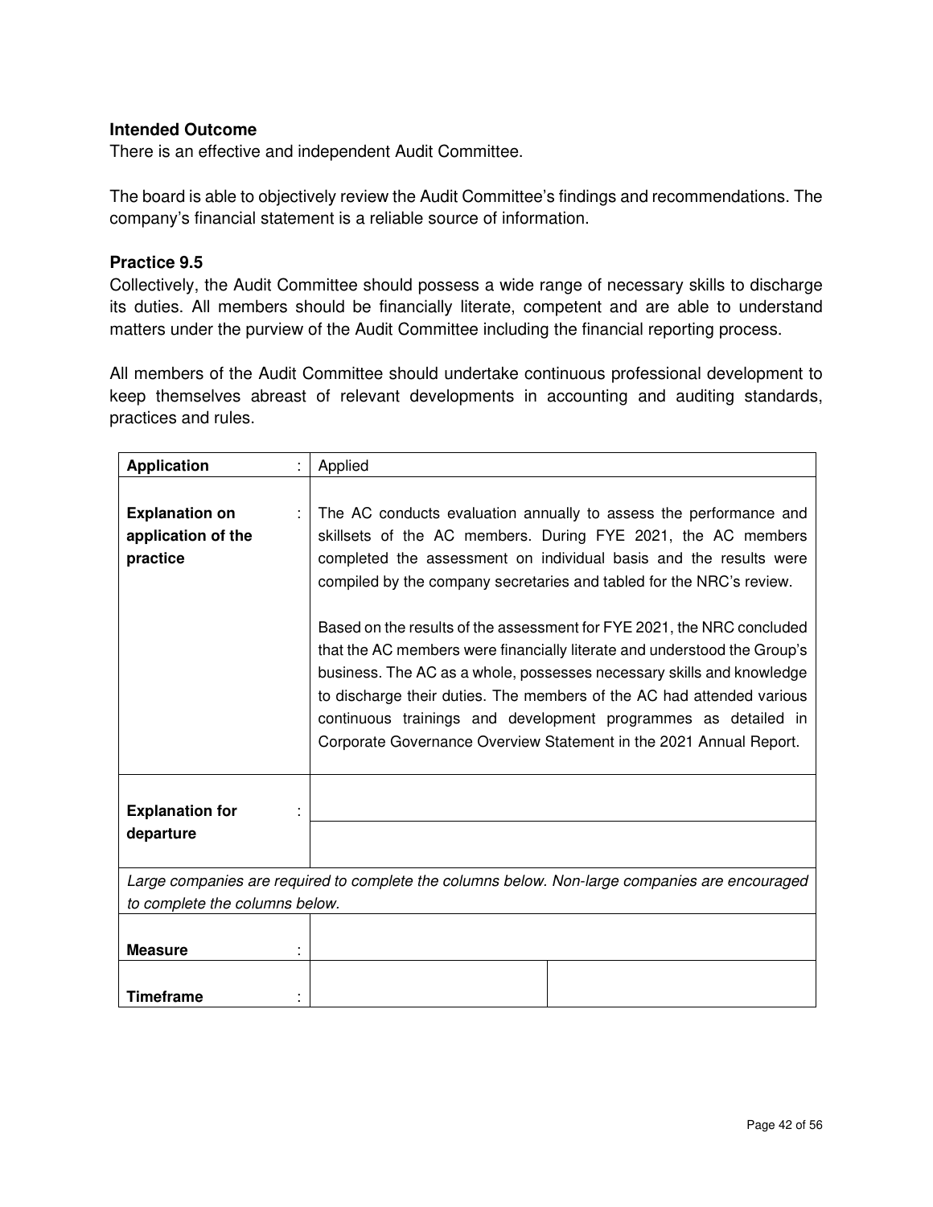**Intended Outcome**

There is an effective and independent Audit Committee.

The board is able to objectively review the Audit Committee's findings and recommendations. The company's financial statement is a reliable source of information.

**Practice 9.5**

Collectively, the Audit Committee should possess a wide range of necessary skills to discharge its duties. All members should be financially literate, competent and are able to understand matters under the purview of the Audit Committee including the financial reporting process.

All members of the Audit Committee should undertake continuous professional development to keep themselves abreast of relevant developments in accounting and auditing standards, practices and rules.

| | | |
|---|---|---|
| **Application** : | Applied | |
| **Explanation on application of the practice** : | The AC conducts evaluation annually to assess the performance and skillsets of the AC members. During FYE 2021, the AC members completed the assessment on individual basis and the results were compiled by the company secretaries and tabled for the NRC's review.<br><br>Based on the results of the assessment for FYE 2021, the NRC concluded that the AC members were financially literate and understood the Group's business. The AC as a whole, possesses necessary skills and knowledge to discharge their duties. The members of the AC had attended various continuous trainings and development programmes as detailed in Corporate Governance Overview Statement in the 2021 Annual Report. | |
| **Explanation for departure** : | | |
| *Large companies are required to complete the columns below. Non-large companies are encouraged to complete the columns below.* | | |
| **Measure** : | | |
| **Timeframe** : | | |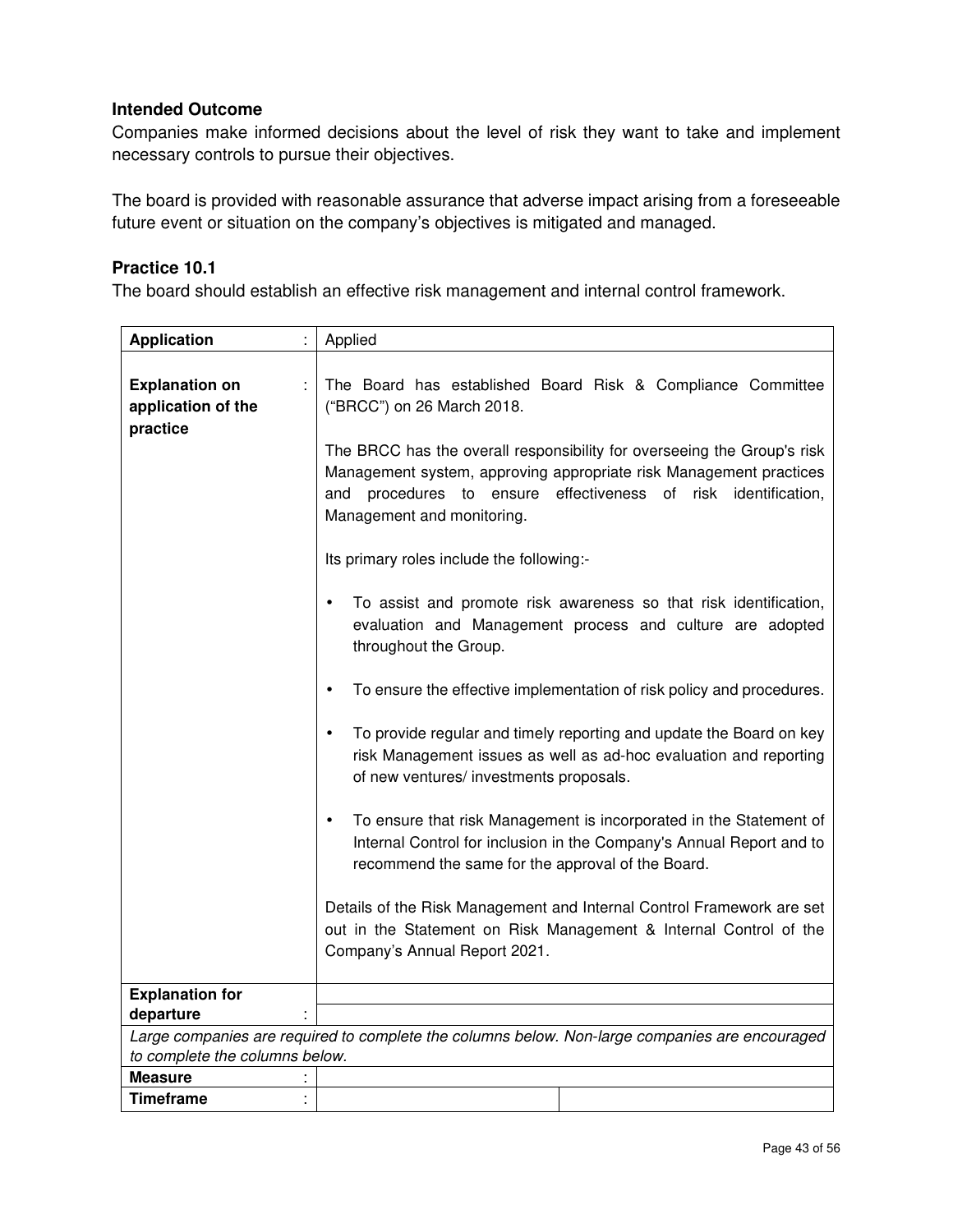### Intended Outcome

Companies make informed decisions about the level of risk they want to take and implement necessary controls to pursue their objectives.

The board is provided with reasonable assurance that adverse impact arising from a foreseeable future event or situation on the company's objectives is mitigated and managed.

### Practice 10.1

The board should establish an effective risk management and internal control framework.

| | | |
|---|---|---|
| **Application** : | Applied | |
| **Explanation on application of the practice** : | The Board has established Board Risk & Compliance Committee ("BRCC") on 26 March 2018.<br><br>The BRCC has the overall responsibility for overseeing the Group's risk Management system, approving appropriate risk Management practices and procedures to ensure effectiveness of risk identification, Management and monitoring.<br><br>Its primary roles include the following:-<br><br>• To assist and promote risk awareness so that risk identification, evaluation and Management process and culture are adopted throughout the Group.<br><br>• To ensure the effective implementation of risk policy and procedures.<br><br>• To provide regular and timely reporting and update the Board on key risk Management issues as well as ad-hoc evaluation and reporting of new ventures/ investments proposals.<br><br>• To ensure that risk Management is incorporated in the Statement of Internal Control for inclusion in the Company's Annual Report and to recommend the same for the approval of the Board.<br><br>Details of the Risk Management and Internal Control Framework are set out in the Statement on Risk Management & Internal Control of the Company's Annual Report 2021. | |
| **Explanation for departure** : | | |
| *Large companies are required to complete the columns below. Non-large companies are encouraged to complete the columns below.* | | |
| **Measure** : | | |
| **Timeframe** : | | |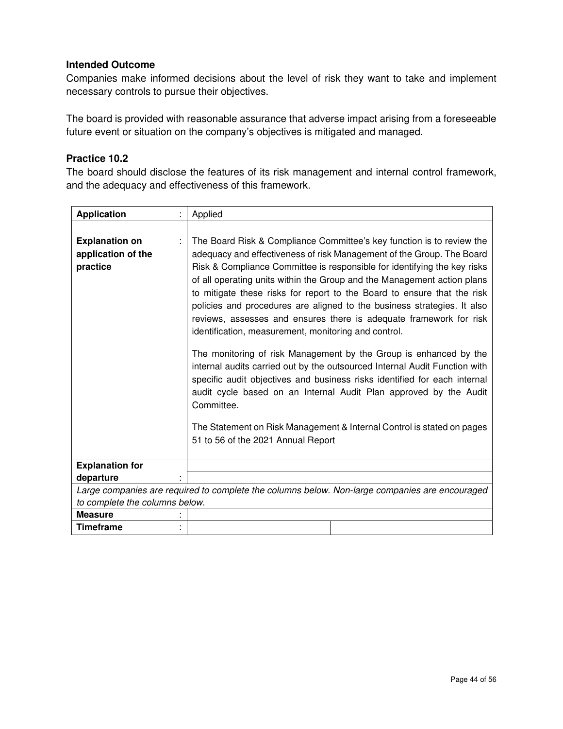### Intended Outcome

Companies make informed decisions about the level of risk they want to take and implement necessary controls to pursue their objectives.

The board is provided with reasonable assurance that adverse impact arising from a foreseeable future event or situation on the company's objectives is mitigated and managed.

### Practice 10.2

The board should disclose the features of its risk management and internal control framework, and the adequacy and effectiveness of this framework.

| **Application** : | Applied | |
|---|---|---|
| **Explanation on application of the practice** : | The Board Risk & Compliance Committee's key function is to review the adequacy and effectiveness of risk Management of the Group. The Board Risk & Compliance Committee is responsible for identifying the key risks of all operating units within the Group and the Management action plans to mitigate these risks for report to the Board to ensure that the risk policies and procedures are aligned to the business strategies. It also reviews, assesses and ensures there is adequate framework for risk identification, measurement, monitoring and control.<br><br>The monitoring of risk Management by the Group is enhanced by the internal audits carried out by the outsourced Internal Audit Function with specific audit objectives and business risks identified for each internal audit cycle based on an Internal Audit Plan approved by the Audit Committee.<br><br>The Statement on Risk Management & Internal Control is stated on pages 51 to 56 of the 2021 Annual Report | |
| **Explanation for departure** : | | |
| *Large companies are required to complete the columns below. Non-large companies are encouraged to complete the columns below.* | | |
| **Measure** : | | |
| **Timeframe** : | | |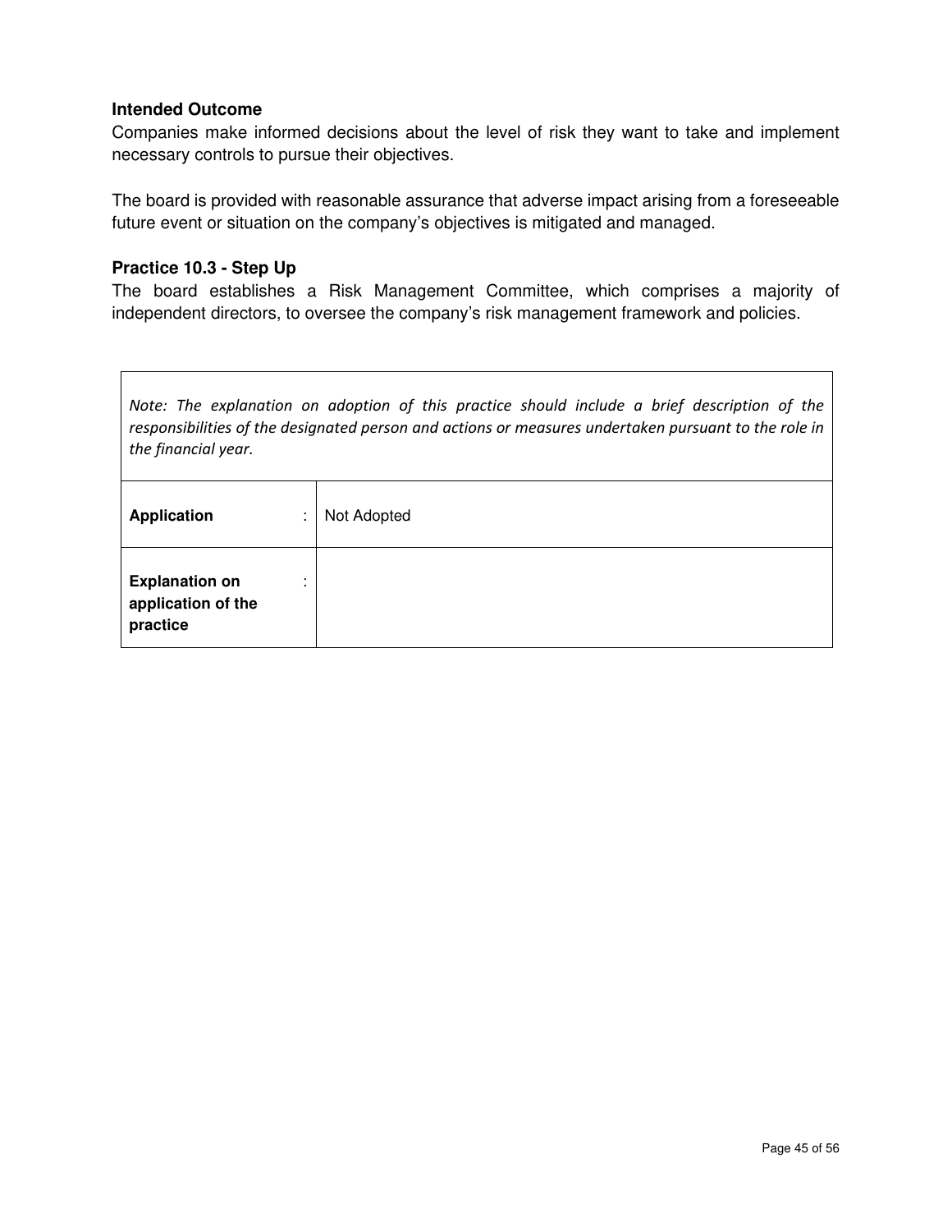**Intended Outcome**

Companies make informed decisions about the level of risk they want to take and implement necessary controls to pursue their objectives.

The board is provided with reasonable assurance that adverse impact arising from a foreseeable future event or situation on the company's objectives is mitigated and managed.

**Practice 10.3 - Step Up**

The board establishes a Risk Management Committee, which comprises a majority of independent directors, to oversee the company's risk management framework and policies.

| *Note: The explanation on adoption of this practice should include a brief description of the responsibilities of the designated person and actions or measures undertaken pursuant to the role in the financial year.* | |
|---|---|
| **Application** : | Not Adopted |
| **Explanation on application of the practice** : | |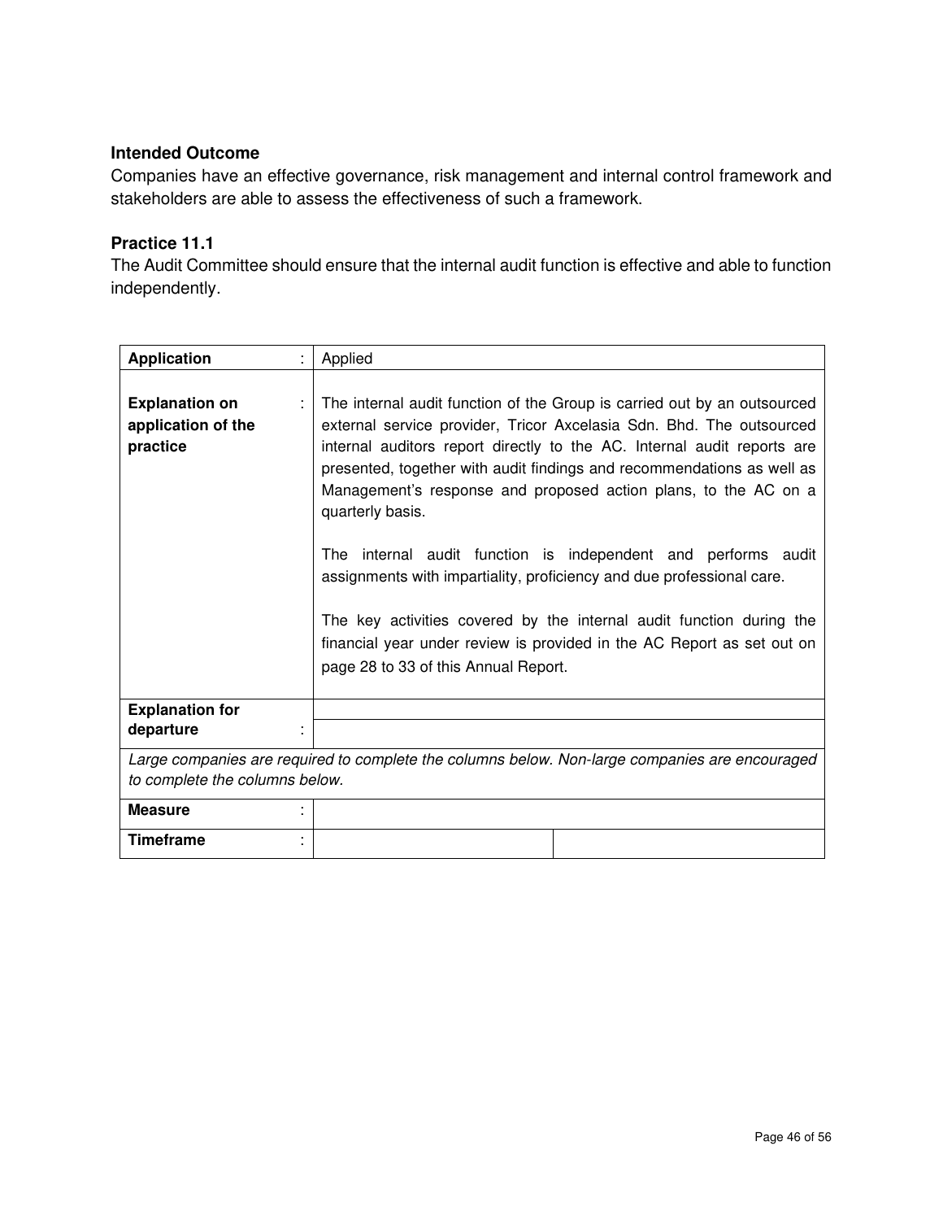### Intended Outcome

Companies have an effective governance, risk management and internal control framework and stakeholders are able to assess the effectiveness of such a framework.

### Practice 11.1

The Audit Committee should ensure that the internal audit function is effective and able to function independently.

| **Application** : | Applied | |
|---|---|---|
| **Explanation on application of the practice** : | The internal audit function of the Group is carried out by an outsourced external service provider, Tricor Axcelasia Sdn. Bhd. The outsourced internal auditors report directly to the AC. Internal audit reports are presented, together with audit findings and recommendations as well as Management's response and proposed action plans, to the AC on a quarterly basis.<br><br>The internal audit function is independent and performs audit assignments with impartiality, proficiency and due professional care.<br><br>The key activities covered by the internal audit function during the financial year under review is provided in the AC Report as set out on page 28 to 33 of this Annual Report. | |
| **Explanation for departure** : | | |
| *Large companies are required to complete the columns below. Non-large companies are encouraged to complete the columns below.* | | |
| **Measure** : | | |
| **Timeframe** : | | |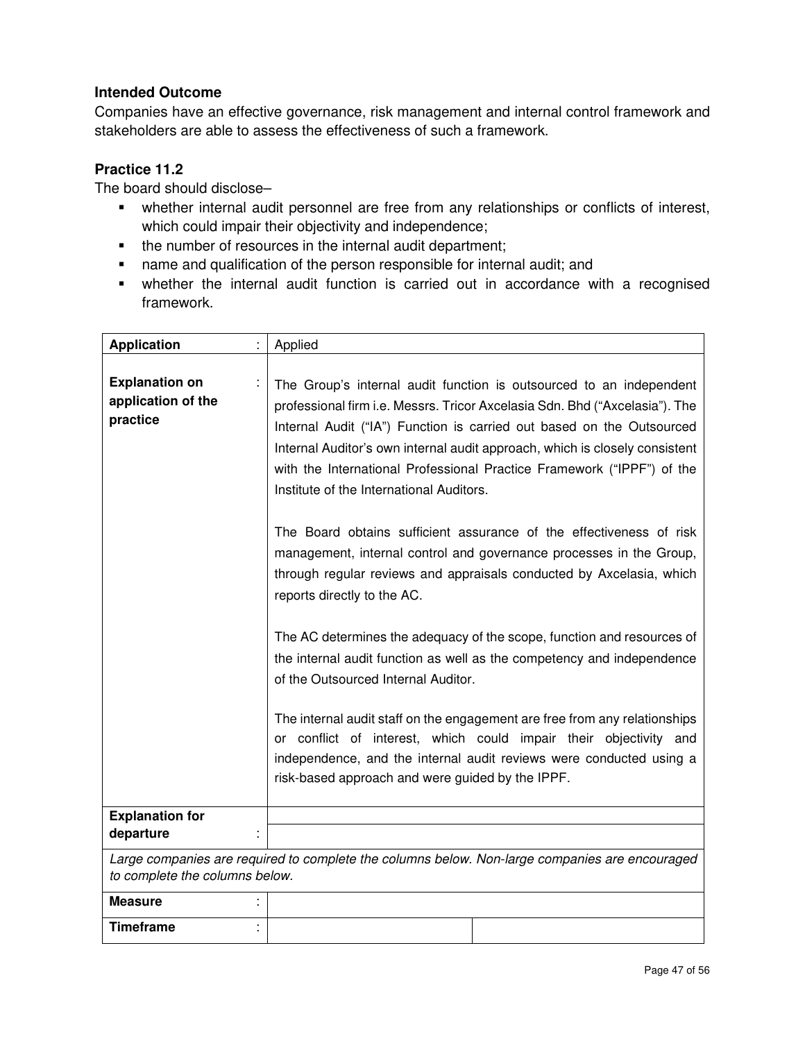### Intended Outcome

Companies have an effective governance, risk management and internal control framework and stakeholders are able to assess the effectiveness of such a framework.

### Practice 11.2

The board should disclose–

- whether internal audit personnel are free from any relationships or conflicts of interest, which could impair their objectivity and independence;
- the number of resources in the internal audit department;
- name and qualification of the person responsible for internal audit; and
- whether the internal audit function is carried out in accordance with a recognised framework.

| | | |
|---|---|---|
| **Application** : | Applied | |
| **Explanation on application of the practice** : | The Group's internal audit function is outsourced to an independent professional firm i.e. Messrs. Tricor Axcelasia Sdn. Bhd ("Axcelasia"). The Internal Audit ("IA") Function is carried out based on the Outsourced Internal Auditor's own internal audit approach, which is closely consistent with the International Professional Practice Framework ("IPPF") of the Institute of the International Auditors.<br><br>The Board obtains sufficient assurance of the effectiveness of risk management, internal control and governance processes in the Group, through regular reviews and appraisals conducted by Axcelasia, which reports directly to the AC.<br><br>The AC determines the adequacy of the scope, function and resources of the internal audit function as well as the competency and independence of the Outsourced Internal Auditor.<br><br>The internal audit staff on the engagement are free from any relationships or conflict of interest, which could impair their objectivity and independence, and the internal audit reviews were conducted using a risk-based approach and were guided by the IPPF. | |
| **Explanation for departure** : | | |
| *Large companies are required to complete the columns below. Non-large companies are encouraged to complete the columns below.* | | |
| **Measure** : | | |
| **Timeframe** : | | |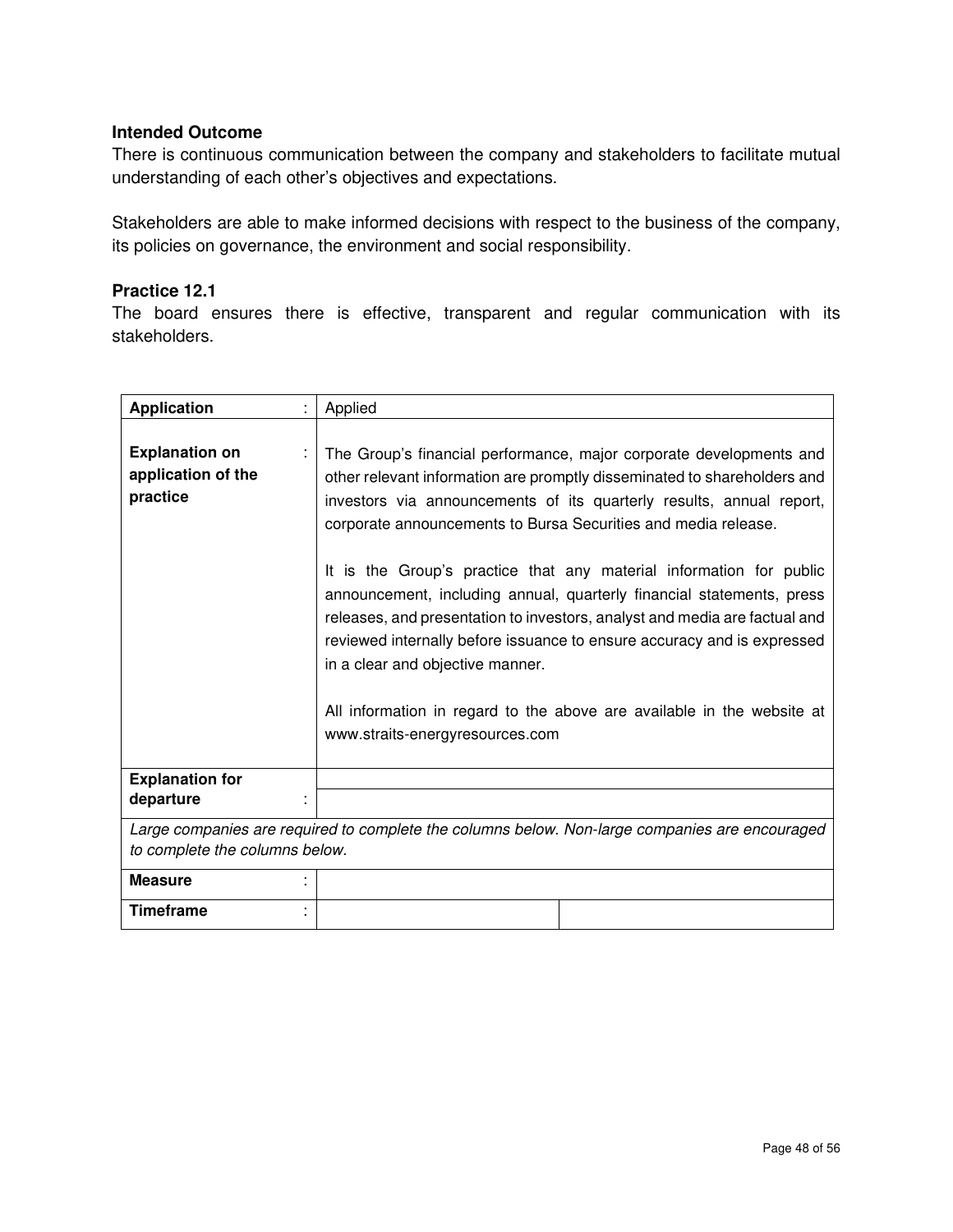**Intended Outcome**

There is continuous communication between the company and stakeholders to facilitate mutual understanding of each other's objectives and expectations.

Stakeholders are able to make informed decisions with respect to the business of the company, its policies on governance, the environment and social responsibility.

**Practice 12.1**

The board ensures there is effective, transparent and regular communication with its stakeholders.

| | | |
|---|---|---|
| **Application** : | Applied | |
| **Explanation on application of the practice** : | The Group's financial performance, major corporate developments and other relevant information are promptly disseminated to shareholders and investors via announcements of its quarterly results, annual report, corporate announcements to Bursa Securities and media release.<br><br>It is the Group's practice that any material information for public announcement, including annual, quarterly financial statements, press releases, and presentation to investors, analyst and media are factual and reviewed internally before issuance to ensure accuracy and is expressed in a clear and objective manner.<br><br>All information in regard to the above are available in the website at www.straits-energyresources.com | |
| **Explanation for departure** : | | |
| *Large companies are required to complete the columns below. Non-large companies are encouraged to complete the columns below.* | | |
| **Measure** : | | |
| **Timeframe** : | | |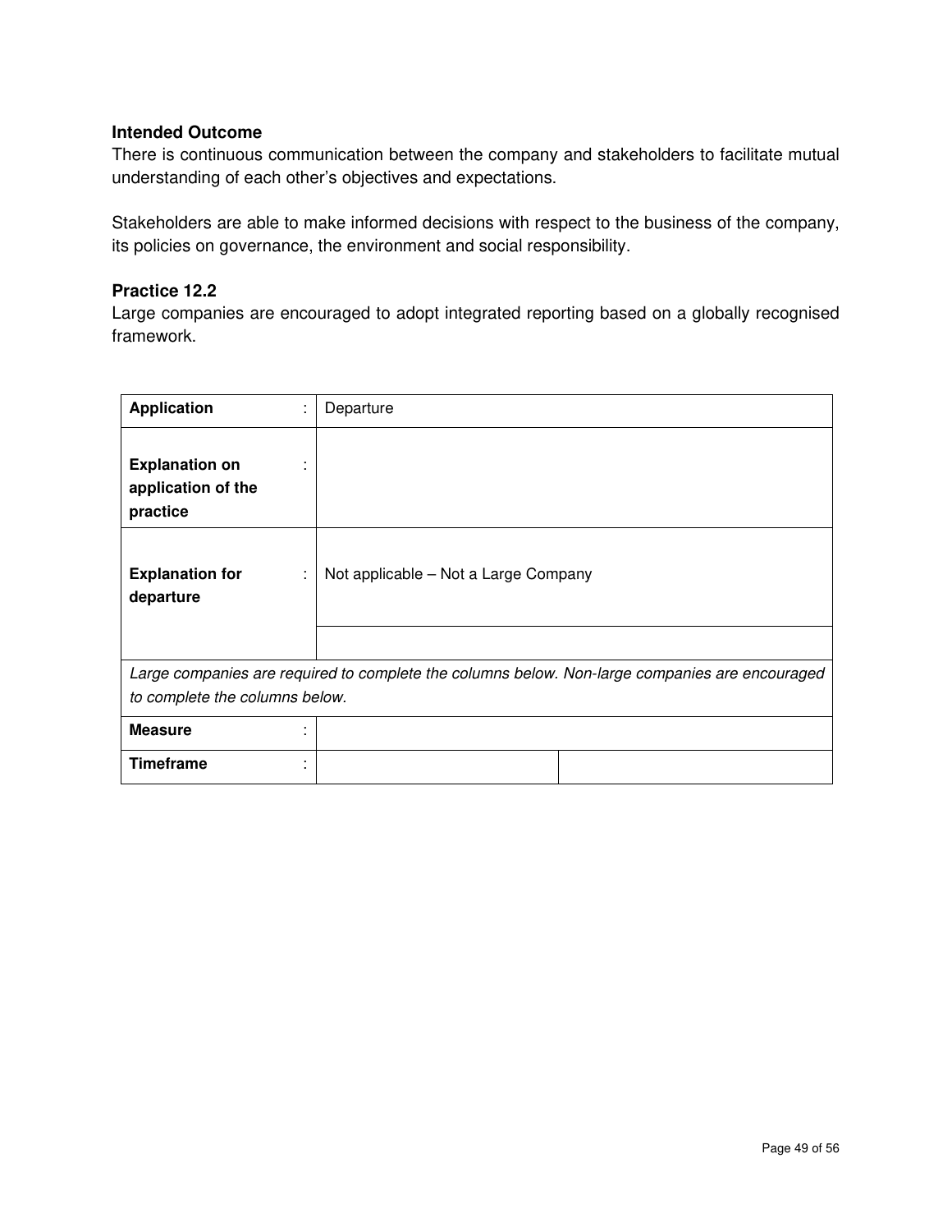**Intended Outcome**

There is continuous communication between the company and stakeholders to facilitate mutual understanding of each other's objectives and expectations.

Stakeholders are able to make informed decisions with respect to the business of the company, its policies on governance, the environment and social responsibility.

**Practice 12.2**

Large companies are encouraged to adopt integrated reporting based on a globally recognised framework.

| | | |
|---|---|---|
| **Application** : | Departure | |
| **Explanation on application of the practice** : | | |
| **Explanation for departure** : | Not applicable – Not a Large Company | |
| | | |
| *Large companies are required to complete the columns below. Non-large companies are encouraged to complete the columns below.* | | |
| **Measure** : | | |
| **Timeframe** : | | |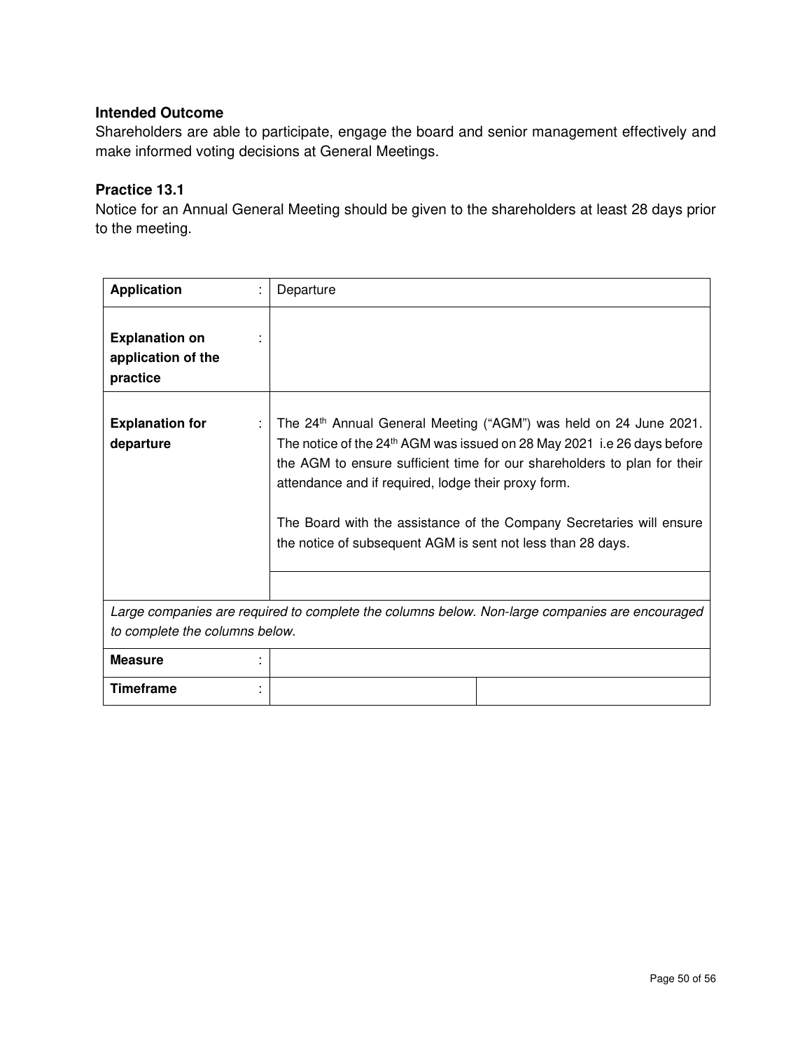**Intended Outcome**

Shareholders are able to participate, engage the board and senior management effectively and make informed voting decisions at General Meetings.

**Practice 13.1**

Notice for an Annual General Meeting should be given to the shareholders at least 28 days prior to the meeting.

| | | |
|---|---|---|
| **Application** : | Departure | |
| **Explanation on application of the practice** : | | |
| **Explanation for departure** : | The 24th Annual General Meeting ("AGM") was held on 24 June 2021. The notice of the 24th AGM was issued on 28 May 2021 i.e 26 days before the AGM to ensure sufficient time for our shareholders to plan for their attendance and if required, lodge their proxy form.<br><br>The Board with the assistance of the Company Secretaries will ensure the notice of subsequent AGM is sent not less than 28 days. | |
| *Large companies are required to complete the columns below. Non-large companies are encouraged to complete the columns below.* | | |
| **Measure** : | | |
| **Timeframe** : | | |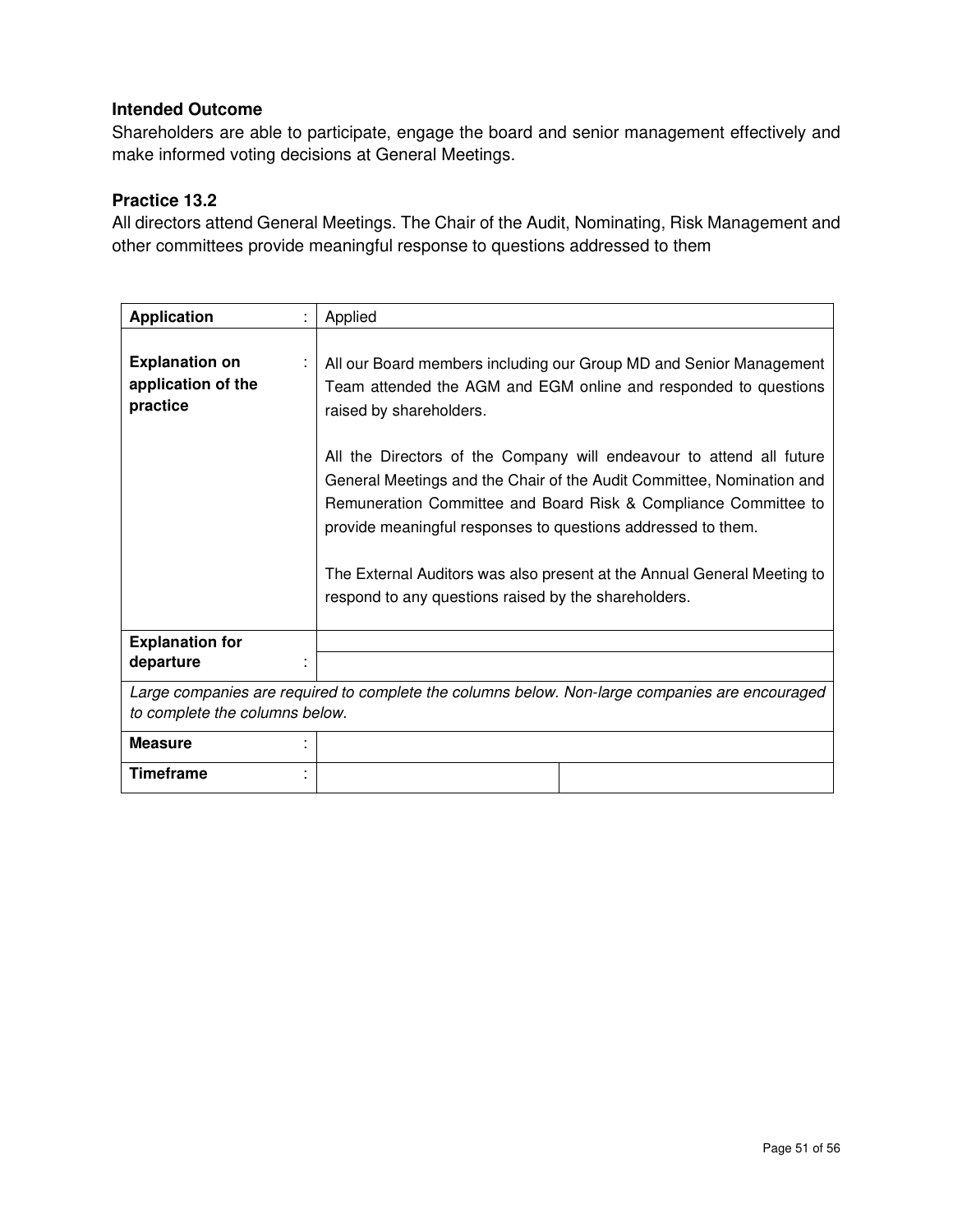### Intended Outcome

Shareholders are able to participate, engage the board and senior management effectively and make informed voting decisions at General Meetings.

### Practice 13.2

All directors attend General Meetings. The Chair of the Audit, Nominating, Risk Management and other committees provide meaningful response to questions addressed to them

| **Application** : | Applied | |
|---|---|---|
| **Explanation on application of the practice** : | All our Board members including our Group MD and Senior Management Team attended the AGM and EGM online and responded to questions raised by shareholders.<br><br>All the Directors of the Company will endeavour to attend all future General Meetings and the Chair of the Audit Committee, Nomination and Remuneration Committee and Board Risk & Compliance Committee to provide meaningful responses to questions addressed to them.<br><br>The External Auditors was also present at the Annual General Meeting to respond to any questions raised by the shareholders. | |
| **Explanation for departure** : | | |
| *Large companies are required to complete the columns below. Non-large companies are encouraged to complete the columns below.* | | |
| **Measure** : | | |
| **Timeframe** : | | |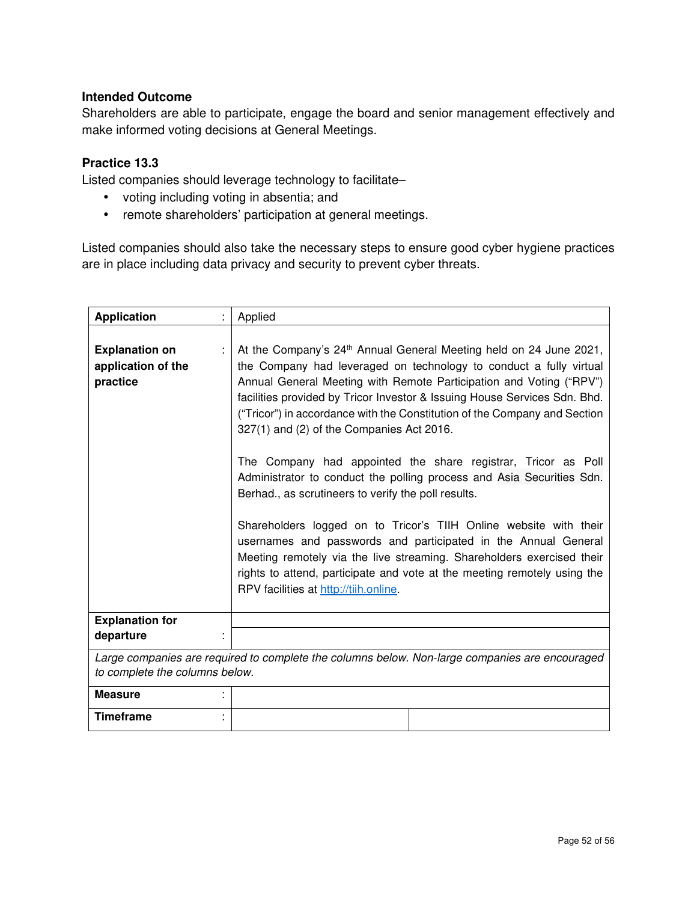**Intended Outcome**

Shareholders are able to participate, engage the board and senior management effectively and make informed voting decisions at General Meetings.

**Practice 13.3**

Listed companies should leverage technology to facilitate–

- voting including voting in absentia; and
- remote shareholders' participation at general meetings.

Listed companies should also take the necessary steps to ensure good cyber hygiene practices are in place including data privacy and security to prevent cyber threats.

| | | |
|---|---|---|
| **Application** : | Applied | |
| **Explanation on application of the practice** : | At the Company's 24th Annual General Meeting held on 24 June 2021, the Company had leveraged on technology to conduct a fully virtual Annual General Meeting with Remote Participation and Voting ("RPV") facilities provided by Tricor Investor & Issuing House Services Sdn. Bhd. ("Tricor") in accordance with the Constitution of the Company and Section 327(1) and (2) of the Companies Act 2016.<br><br>The Company had appointed the share registrar, Tricor as Poll Administrator to conduct the polling process and Asia Securities Sdn. Berhad., as scrutineers to verify the poll results.<br><br>Shareholders logged on to Tricor's TIIH Online website with their usernames and passwords and participated in the Annual General Meeting remotely via the live streaming. Shareholders exercised their rights to attend, participate and vote at the meeting remotely using the RPV facilities at http://tiih.online. | |
| **Explanation for departure** : | | |
| *Large companies are required to complete the columns below. Non-large companies are encouraged to complete the columns below.* | | |
| **Measure** : | | |
| **Timeframe** : | | |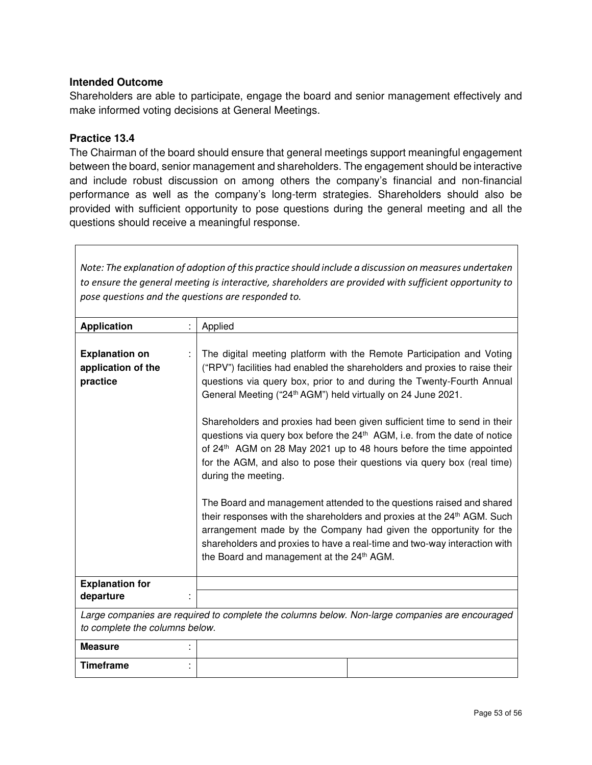**Intended Outcome**

Shareholders are able to participate, engage the board and senior management effectively and make informed voting decisions at General Meetings.

**Practice 13.4**

The Chairman of the board should ensure that general meetings support meaningful engagement between the board, senior management and shareholders. The engagement should be interactive and include robust discussion on among others the company's financial and non-financial performance as well as the company's long-term strategies. Shareholders should also be provided with sufficient opportunity to pose questions during the general meeting and all the questions should receive a meaningful response.

*Note: The explanation of adoption of this practice should include a discussion on measures undertaken to ensure the general meeting is interactive, shareholders are provided with sufficient opportunity to pose questions and the questions are responded to.*

| | | |
|---|---|---|
| **Application** : | Applied | |
| **Explanation on application of the practice** : | The digital meeting platform with the Remote Participation and Voting ("RPV") facilities had enabled the shareholders and proxies to raise their questions via query box, prior to and during the Twenty-Fourth Annual General Meeting ("24th AGM") held virtually on 24 June 2021.<br><br>Shareholders and proxies had been given sufficient time to send in their questions via query box before the 24th AGM, i.e. from the date of notice of 24th AGM on 28 May 2021 up to 48 hours before the time appointed for the AGM, and also to pose their questions via query box (real time) during the meeting.<br><br>The Board and management attended to the questions raised and shared their responses with the shareholders and proxies at the 24th AGM. Such arrangement made by the Company had given the opportunity for the shareholders and proxies to have a real-time and two-way interaction with the Board and management at the 24th AGM. | |
| **Explanation for departure** : | | |
| *Large companies are required to complete the columns below. Non-large companies are encouraged to complete the columns below.* | | |
| **Measure** : | | |
| **Timeframe** : | | |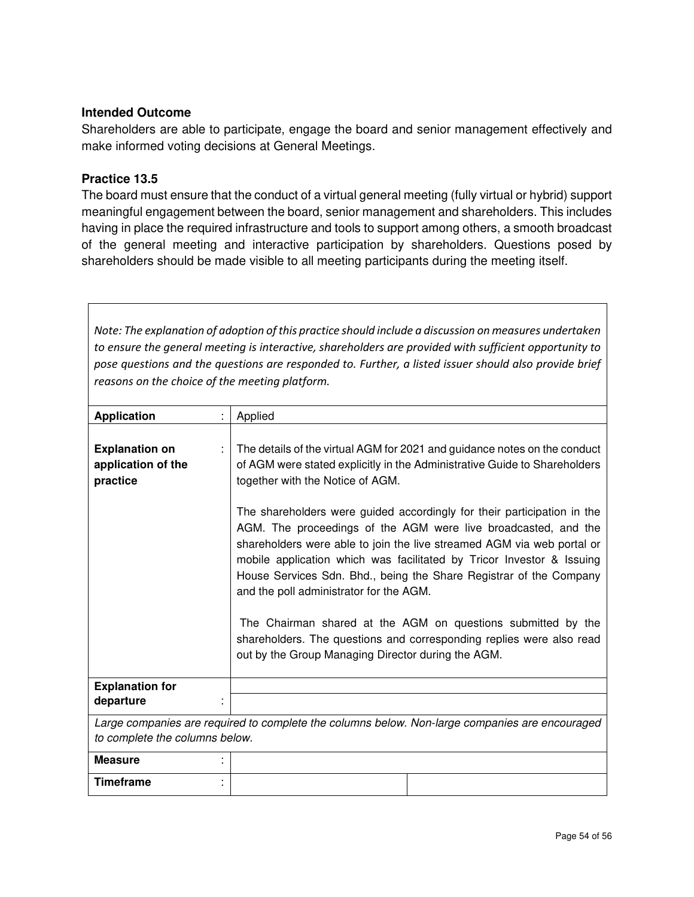**Intended Outcome**

Shareholders are able to participate, engage the board and senior management effectively and make informed voting decisions at General Meetings.

**Practice 13.5**

The board must ensure that the conduct of a virtual general meeting (fully virtual or hybrid) support meaningful engagement between the board, senior management and shareholders. This includes having in place the required infrastructure and tools to support among others, a smooth broadcast of the general meeting and interactive participation by shareholders. Questions posed by shareholders should be made visible to all meeting participants during the meeting itself.

*Note: The explanation of adoption of this practice should include a discussion on measures undertaken to ensure the general meeting is interactive, shareholders are provided with sufficient opportunity to pose questions and the questions are responded to. Further, a listed issuer should also provide brief reasons on the choice of the meeting platform.*

| | | |
|---|---|---|
| **Application** : | Applied | |
| **Explanation on application of the practice** : | The details of the virtual AGM for 2021 and guidance notes on the conduct of AGM were stated explicitly in the Administrative Guide to Shareholders together with the Notice of AGM.<br><br>The shareholders were guided accordingly for their participation in the AGM. The proceedings of the AGM were live broadcasted, and the shareholders were able to join the live streamed AGM via web portal or mobile application which was facilitated by Tricor Investor & Issuing House Services Sdn. Bhd., being the Share Registrar of the Company and the poll administrator for the AGM.<br><br>The Chairman shared at the AGM on questions submitted by the shareholders. The questions and corresponding replies were also read out by the Group Managing Director during the AGM. | |
| **Explanation for departure** : | | |

*Large companies are required to complete the columns below. Non-large companies are encouraged to complete the columns below.*

| | | |
|---|---|---|
| **Measure** : | | |
| **Timeframe** : | | |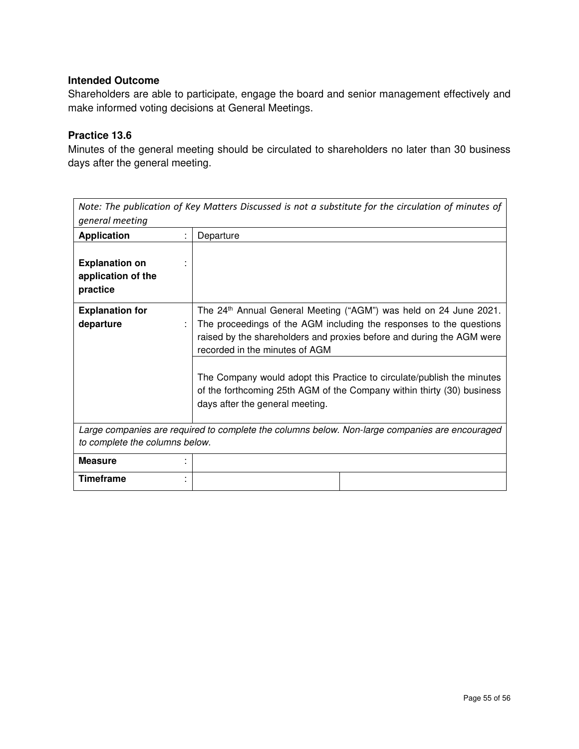**Intended Outcome**

Shareholders are able to participate, engage the board and senior management effectively and make informed voting decisions at General Meetings.

**Practice 13.6**

Minutes of the general meeting should be circulated to shareholders no later than 30 business days after the general meeting.

| *Note: The publication of Key Matters Discussed is not a substitute for the circulation of minutes of general meeting* | | |
|---|---|---|
| **Application** : | Departure | |
| **Explanation on application of the practice** : | | |
| **Explanation for departure** : | The 24th Annual General Meeting ("AGM") was held on 24 June 2021. The proceedings of the AGM including the responses to the questions raised by the shareholders and proxies before and during the AGM were recorded in the minutes of AGM<br><br>The Company would adopt this Practice to circulate/publish the minutes of the forthcoming 25th AGM of the Company within thirty (30) business days after the general meeting. | |
| *Large companies are required to complete the columns below. Non-large companies are encouraged to complete the columns below.* | | |
| **Measure** : | | |
| **Timeframe** : | | |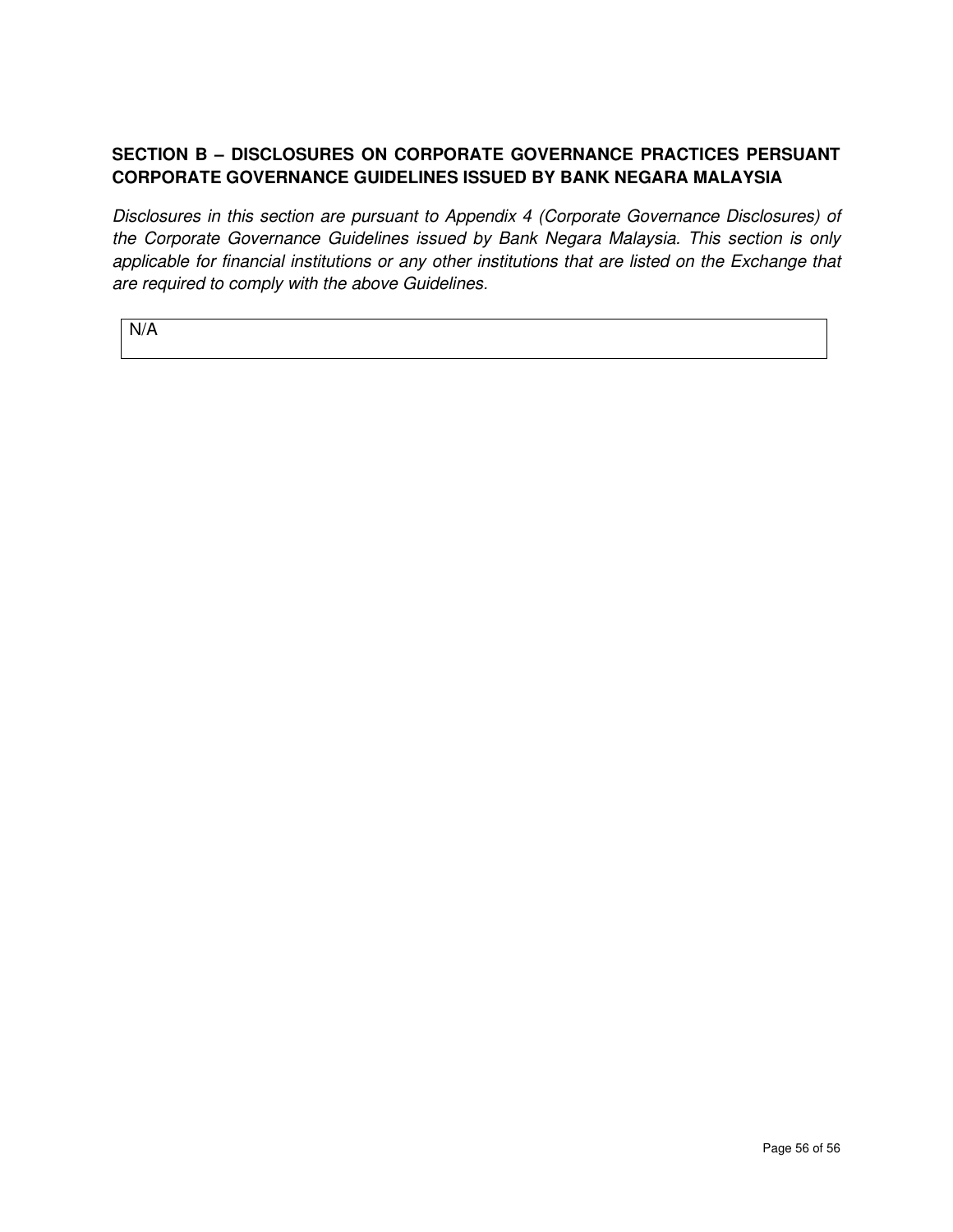## SECTION B – DISCLOSURES ON CORPORATE GOVERNANCE PRACTICES PERSUANT CORPORATE GOVERNANCE GUIDELINES ISSUED BY BANK NEGARA MALAYSIA

*Disclosures in this section are pursuant to Appendix 4 (Corporate Governance Disclosures) of the Corporate Governance Guidelines issued by Bank Negara Malaysia. This section is only applicable for financial institutions or any other institutions that are listed on the Exchange that are required to comply with the above Guidelines.*

| |
|---|
| N/A |